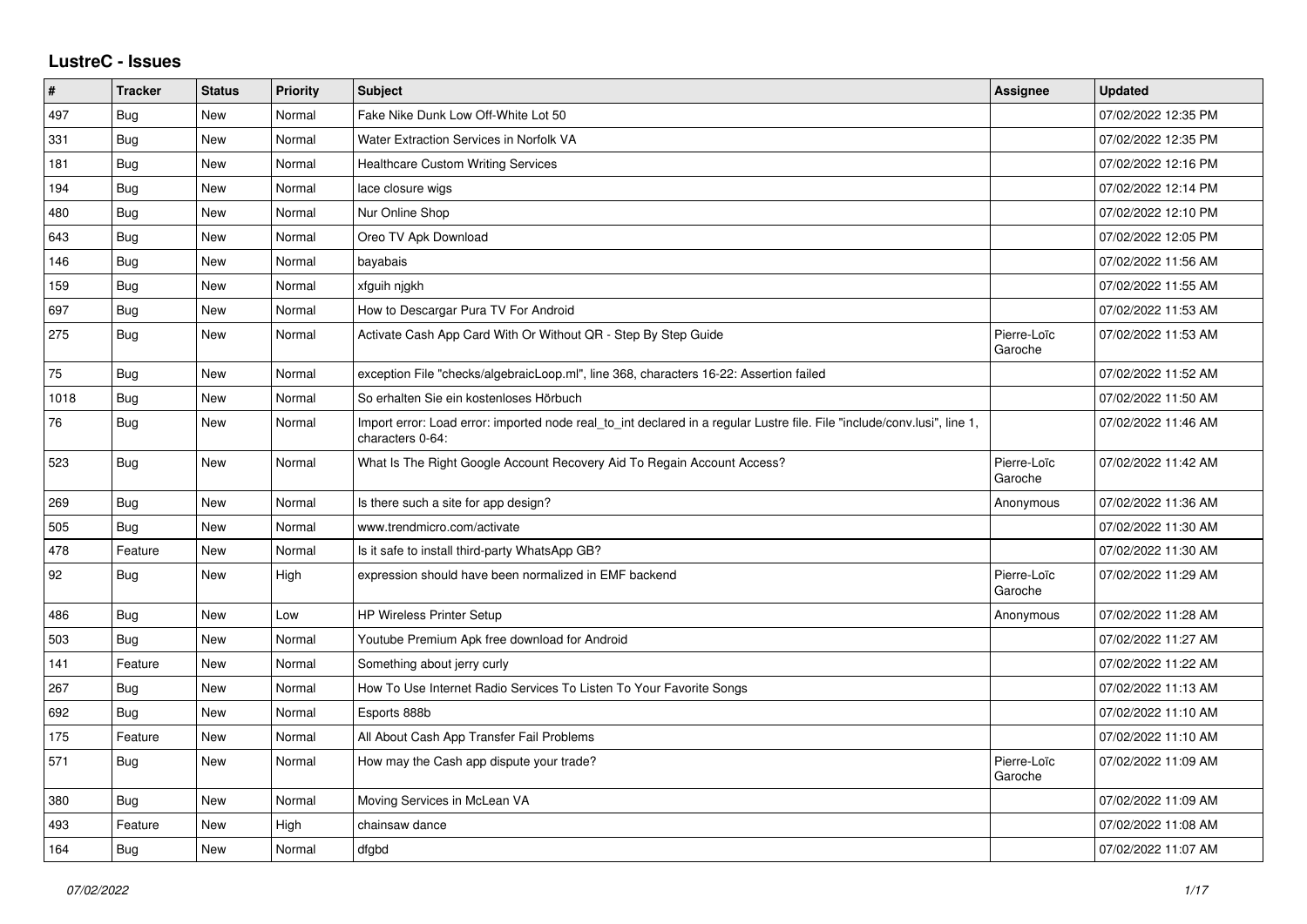## LustreC - Issues

| # | Tracker | Status | Priority | Subject | Assignee | Updated |
|---|---|---|---|---|---|---|
| 497 | Bug | New | Normal | Fake Nike Dunk Low Off-White Lot 50 | | 07/02/2022 12:35 PM |
| 331 | Bug | New | Normal | Water Extraction Services in Norfolk VA | | 07/02/2022 12:35 PM |
| 181 | Bug | New | Normal | Healthcare Custom Writing Services | | 07/02/2022 12:16 PM |
| 194 | Bug | New | Normal | lace closure wigs | | 07/02/2022 12:14 PM |
| 480 | Bug | New | Normal | Nur Online Shop | | 07/02/2022 12:10 PM |
| 643 | Bug | New | Normal | Oreo TV Apk Download | | 07/02/2022 12:05 PM |
| 146 | Bug | New | Normal | bayabais | | 07/02/2022 11:56 AM |
| 159 | Bug | New | Normal | xfguih njgkh | | 07/02/2022 11:55 AM |
| 697 | Bug | New | Normal | How to Descargar Pura TV For Android | | 07/02/2022 11:53 AM |
| 275 | Bug | New | Normal | Activate Cash App Card With Or Without QR - Step By Step Guide | Pierre-Loïc Garoche | 07/02/2022 11:53 AM |
| 75 | Bug | New | Normal | exception File "checks/algebraicLoop.ml", line 368, characters 16-22: Assertion failed | | 07/02/2022 11:52 AM |
| 1018 | Bug | New | Normal | So erhalten Sie ein kostenloses Hörbuch | | 07/02/2022 11:50 AM |
| 76 | Bug | New | Normal | Import error: Load error: imported node real_to_int declared in a regular Lustre file. File "include/conv.lusi", line 1, characters 0-64: | | 07/02/2022 11:46 AM |
| 523 | Bug | New | Normal | What Is The Right Google Account Recovery Aid To Regain Account Access? | Pierre-Loïc Garoche | 07/02/2022 11:42 AM |
| 269 | Bug | New | Normal | Is there such a site for app design? | Anonymous | 07/02/2022 11:36 AM |
| 505 | Bug | New | Normal | www.trendmicro.com/activate | | 07/02/2022 11:30 AM |
| 478 | Feature | New | Normal | Is it safe to install third-party WhatsApp GB? | | 07/02/2022 11:30 AM |
| 92 | Bug | New | High | expression should have been normalized in EMF backend | Pierre-Loïc Garoche | 07/02/2022 11:29 AM |
| 486 | Bug | New | Low | HP Wireless Printer Setup | Anonymous | 07/02/2022 11:28 AM |
| 503 | Bug | New | Normal | Youtube Premium Apk free download for Android | | 07/02/2022 11:27 AM |
| 141 | Feature | New | Normal | Something about jerry curly | | 07/02/2022 11:22 AM |
| 267 | Bug | New | Normal | How To Use Internet Radio Services To Listen To Your Favorite Songs | | 07/02/2022 11:13 AM |
| 692 | Bug | New | Normal | Esports 888b | | 07/02/2022 11:10 AM |
| 175 | Feature | New | Normal | All About Cash App Transfer Fail Problems | | 07/02/2022 11:10 AM |
| 571 | Bug | New | Normal | How may the Cash app dispute your trade? | Pierre-Loïc Garoche | 07/02/2022 11:09 AM |
| 380 | Bug | New | Normal | Moving Services in McLean VA | | 07/02/2022 11:09 AM |
| 493 | Feature | New | High | chainsaw dance | | 07/02/2022 11:08 AM |
| 164 | Bug | New | Normal | dfgbd | | 07/02/2022 11:07 AM |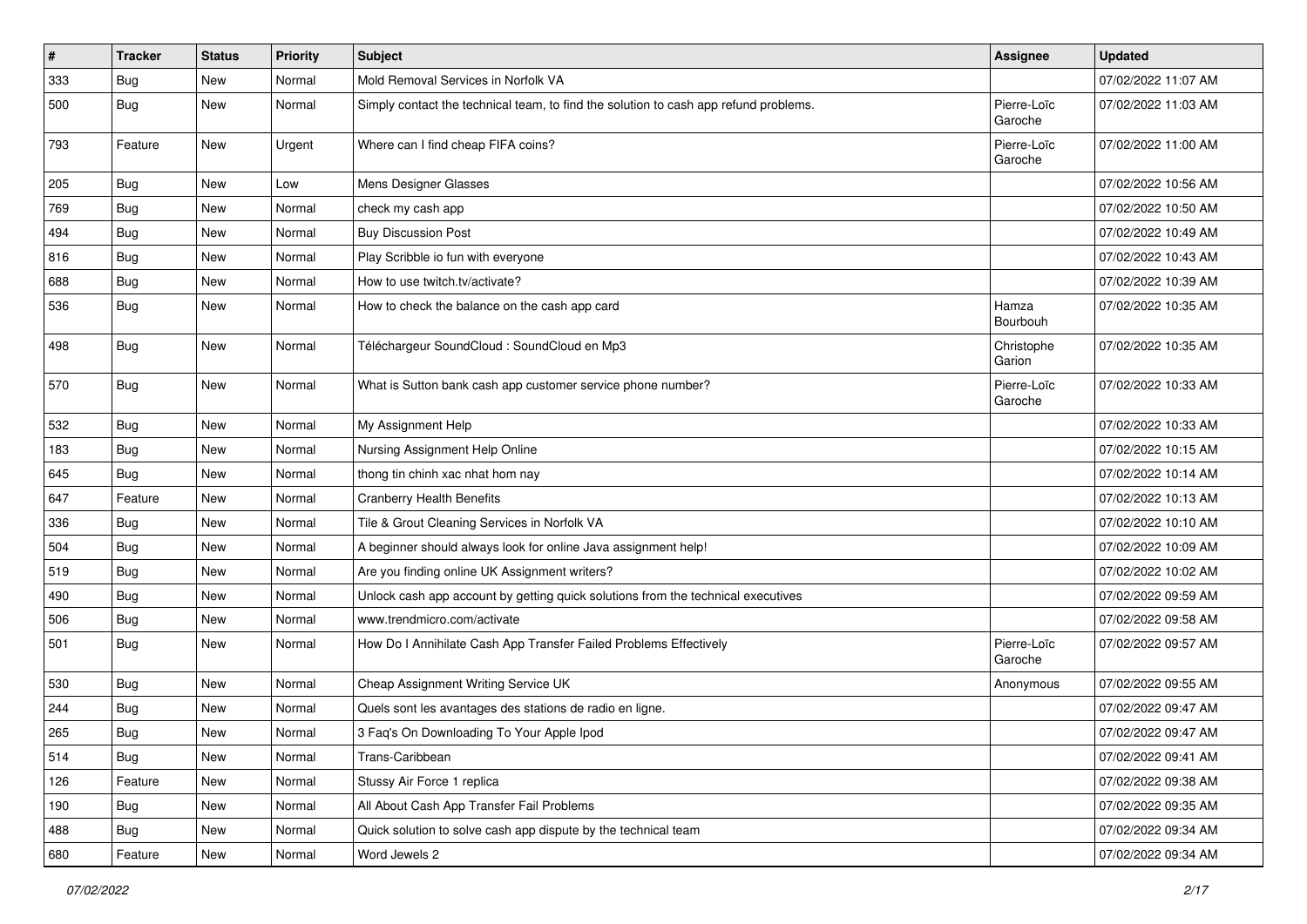| # | Tracker | Status | Priority | Subject | Assignee | Updated |
|---|---|---|---|---|---|---|
| 333 | Bug | New | Normal | Mold Removal Services in Norfolk VA | | 07/02/2022 11:07 AM |
| 500 | Bug | New | Normal | Simply contact the technical team, to find the solution to cash app refund problems. | Pierre-Loïc Garoche | 07/02/2022 11:03 AM |
| 793 | Feature | New | Urgent | Where can I find cheap FIFA coins? | Pierre-Loïc Garoche | 07/02/2022 11:00 AM |
| 205 | Bug | New | Low | Mens Designer Glasses | | 07/02/2022 10:56 AM |
| 769 | Bug | New | Normal | check my cash app | | 07/02/2022 10:50 AM |
| 494 | Bug | New | Normal | Buy Discussion Post | | 07/02/2022 10:49 AM |
| 816 | Bug | New | Normal | Play Scribble io fun with everyone | | 07/02/2022 10:43 AM |
| 688 | Bug | New | Normal | How to use twitch.tv/activate? | | 07/02/2022 10:39 AM |
| 536 | Bug | New | Normal | How to check the balance on the cash app card | Hamza Bourbouh | 07/02/2022 10:35 AM |
| 498 | Bug | New | Normal | Téléchargeur SoundCloud : SoundCloud en Mp3 | Christophe Garion | 07/02/2022 10:35 AM |
| 570 | Bug | New | Normal | What is Sutton bank cash app customer service phone number? | Pierre-Loïc Garoche | 07/02/2022 10:33 AM |
| 532 | Bug | New | Normal | My Assignment Help | | 07/02/2022 10:33 AM |
| 183 | Bug | New | Normal | Nursing Assignment Help Online | | 07/02/2022 10:15 AM |
| 645 | Bug | New | Normal | thong tin chinh xac nhat hom nay | | 07/02/2022 10:14 AM |
| 647 | Feature | New | Normal | Cranberry Health Benefits | | 07/02/2022 10:13 AM |
| 336 | Bug | New | Normal | Tile & Grout Cleaning Services in Norfolk VA | | 07/02/2022 10:10 AM |
| 504 | Bug | New | Normal | A beginner should always look for online Java assignment help! | | 07/02/2022 10:09 AM |
| 519 | Bug | New | Normal | Are you finding online UK Assignment writers? | | 07/02/2022 10:02 AM |
| 490 | Bug | New | Normal | Unlock cash app account by getting quick solutions from the technical executives | | 07/02/2022 09:59 AM |
| 506 | Bug | New | Normal | www.trendmicro.com/activate | | 07/02/2022 09:58 AM |
| 501 | Bug | New | Normal | How Do I Annihilate Cash App Transfer Failed Problems Effectively | Pierre-Loïc Garoche | 07/02/2022 09:57 AM |
| 530 | Bug | New | Normal | Cheap Assignment Writing Service UK | Anonymous | 07/02/2022 09:55 AM |
| 244 | Bug | New | Normal | Quels sont les avantages des stations de radio en ligne. | | 07/02/2022 09:47 AM |
| 265 | Bug | New | Normal | 3 Faq's On Downloading To Your Apple Ipod | | 07/02/2022 09:47 AM |
| 514 | Bug | New | Normal | Trans-Caribbean | | 07/02/2022 09:41 AM |
| 126 | Feature | New | Normal | Stussy Air Force 1 replica | | 07/02/2022 09:38 AM |
| 190 | Bug | New | Normal | All About Cash App Transfer Fail Problems | | 07/02/2022 09:35 AM |
| 488 | Bug | New | Normal | Quick solution to solve cash app dispute by the technical team | | 07/02/2022 09:34 AM |
| 680 | Feature | New | Normal | Word Jewels 2 | | 07/02/2022 09:34 AM |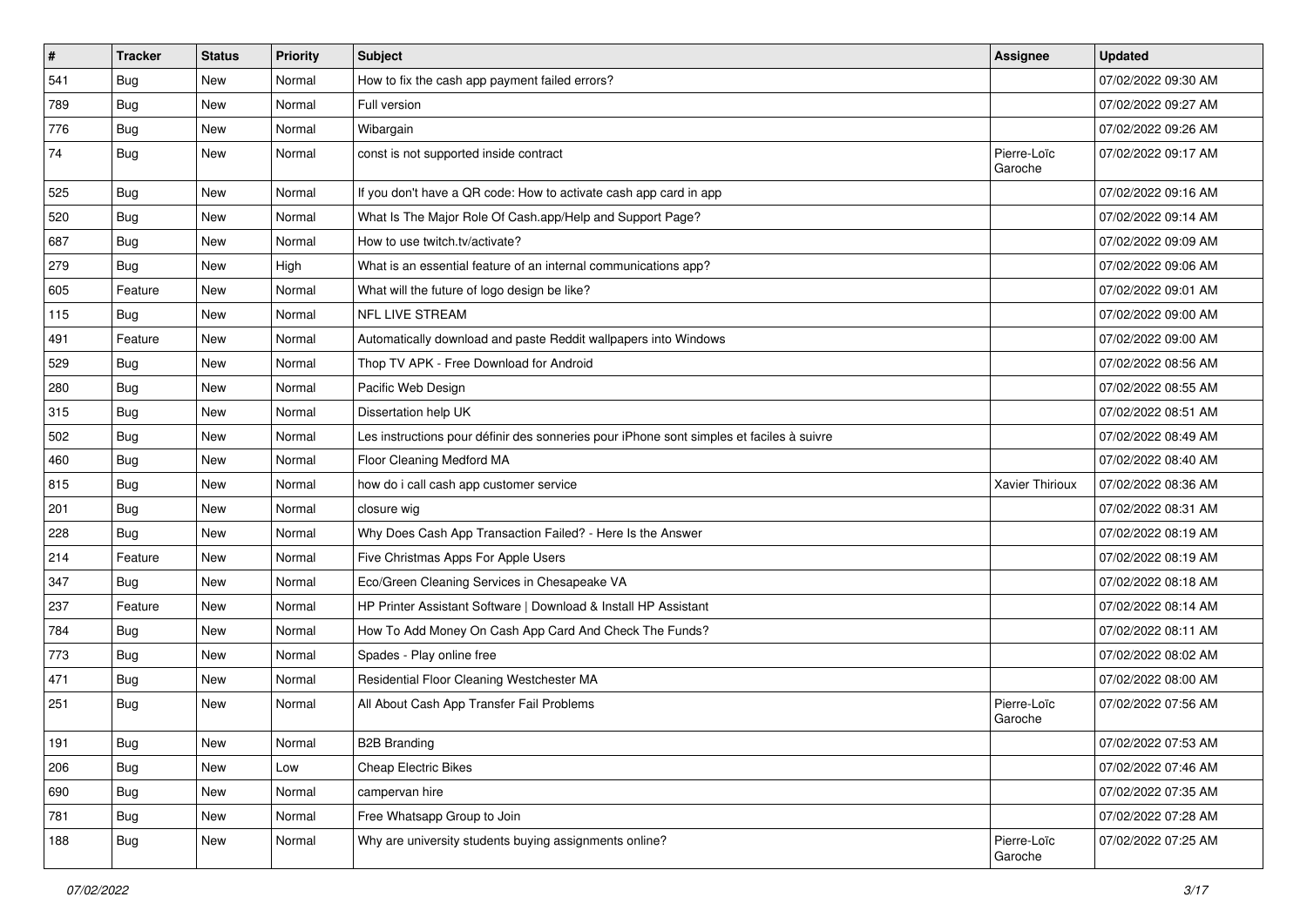| # | Tracker | Status | Priority | Subject | Assignee | Updated |
| --- | --- | --- | --- | --- | --- | --- |
| 541 | Bug | New | Normal | How to fix the cash app payment failed errors? | | 07/02/2022 09:30 AM |
| 789 | Bug | New | Normal | Full version | | 07/02/2022 09:27 AM |
| 776 | Bug | New | Normal | Wibargain | | 07/02/2022 09:26 AM |
| 74 | Bug | New | Normal | const is not supported inside contract | Pierre-Loïc Garoche | 07/02/2022 09:17 AM |
| 525 | Bug | New | Normal | If you don't have a QR code: How to activate cash app card in app | | 07/02/2022 09:16 AM |
| 520 | Bug | New | Normal | What Is The Major Role Of Cash.app/Help and Support Page? | | 07/02/2022 09:14 AM |
| 687 | Bug | New | Normal | How to use twitch.tv/activate? | | 07/02/2022 09:09 AM |
| 279 | Bug | New | High | What is an essential feature of an internal communications app? | | 07/02/2022 09:06 AM |
| 605 | Feature | New | Normal | What will the future of logo design be like? | | 07/02/2022 09:01 AM |
| 115 | Bug | New | Normal | NFL LIVE STREAM | | 07/02/2022 09:00 AM |
| 491 | Feature | New | Normal | Automatically download and paste Reddit wallpapers into Windows | | 07/02/2022 09:00 AM |
| 529 | Bug | New | Normal | Thop TV APK - Free Download for Android | | 07/02/2022 08:56 AM |
| 280 | Bug | New | Normal | Pacific Web Design | | 07/02/2022 08:55 AM |
| 315 | Bug | New | Normal | Dissertation help UK | | 07/02/2022 08:51 AM |
| 502 | Bug | New | Normal | Les instructions pour définir des sonneries pour iPhone sont simples et faciles à suivre | | 07/02/2022 08:49 AM |
| 460 | Bug | New | Normal | Floor Cleaning Medford MA | | 07/02/2022 08:40 AM |
| 815 | Bug | New | Normal | how do i call cash app customer service | Xavier Thirioux | 07/02/2022 08:36 AM |
| 201 | Bug | New | Normal | closure wig | | 07/02/2022 08:31 AM |
| 228 | Bug | New | Normal | Why Does Cash App Transaction Failed? - Here Is the Answer | | 07/02/2022 08:19 AM |
| 214 | Feature | New | Normal | Five Christmas Apps For Apple Users | | 07/02/2022 08:19 AM |
| 347 | Bug | New | Normal | Eco/Green Cleaning Services in Chesapeake VA | | 07/02/2022 08:18 AM |
| 237 | Feature | New | Normal | HP Printer Assistant Software \| Download & Install HP Assistant | | 07/02/2022 08:14 AM |
| 784 | Bug | New | Normal | How To Add Money On Cash App Card And Check The Funds? | | 07/02/2022 08:11 AM |
| 773 | Bug | New | Normal | Spades - Play online free | | 07/02/2022 08:02 AM |
| 471 | Bug | New | Normal | Residential Floor Cleaning Westchester MA | | 07/02/2022 08:00 AM |
| 251 | Bug | New | Normal | All About Cash App Transfer Fail Problems | Pierre-Loïc Garoche | 07/02/2022 07:56 AM |
| 191 | Bug | New | Normal | B2B Branding | | 07/02/2022 07:53 AM |
| 206 | Bug | New | Low | Cheap Electric Bikes | | 07/02/2022 07:46 AM |
| 690 | Bug | New | Normal | campervan hire | | 07/02/2022 07:35 AM |
| 781 | Bug | New | Normal | Free Whatsapp Group to Join | | 07/02/2022 07:28 AM |
| 188 | Bug | New | Normal | Why are university students buying assignments online? | Pierre-Loïc Garoche | 07/02/2022 07:25 AM |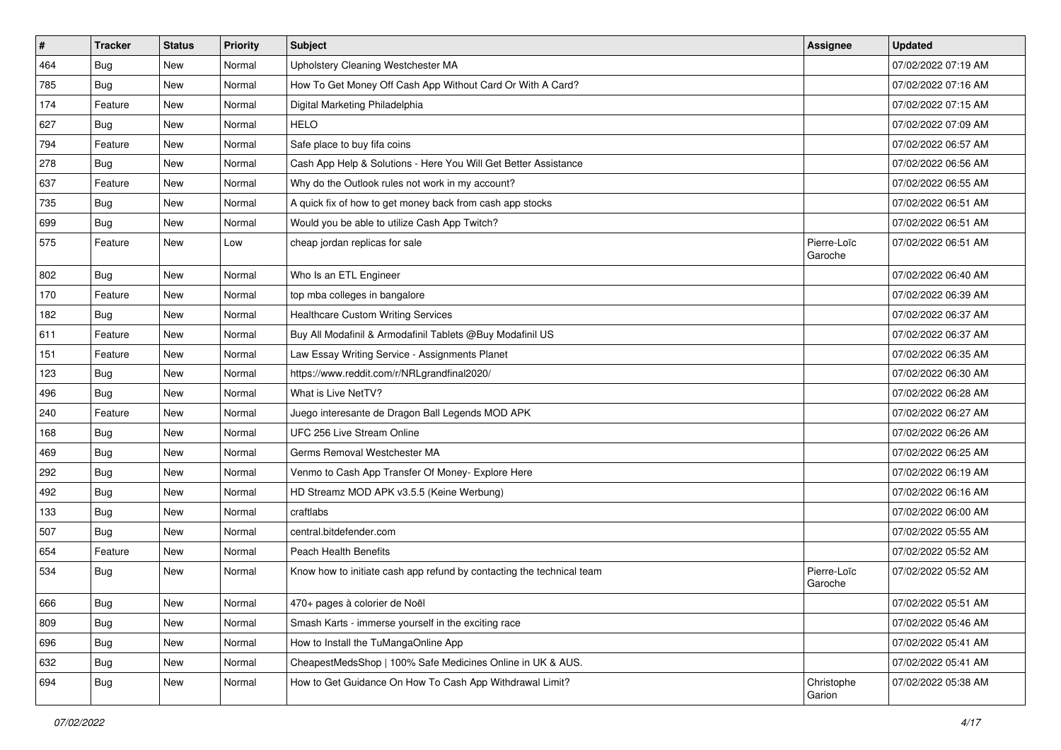| # | Tracker | Status | Priority | Subject | Assignee | Updated |
| --- | --- | --- | --- | --- | --- | --- |
| 464 | Bug | New | Normal | Upholstery Cleaning Westchester MA | | 07/02/2022 07:19 AM |
| 785 | Bug | New | Normal | How To Get Money Off Cash App Without Card Or With A Card? | | 07/02/2022 07:16 AM |
| 174 | Feature | New | Normal | Digital Marketing Philadelphia | | 07/02/2022 07:15 AM |
| 627 | Bug | New | Normal | HELO | | 07/02/2022 07:09 AM |
| 794 | Feature | New | Normal | Safe place to buy fifa coins | | 07/02/2022 06:57 AM |
| 278 | Bug | New | Normal | Cash App Help & Solutions - Here You Will Get Better Assistance | | 07/02/2022 06:56 AM |
| 637 | Feature | New | Normal | Why do the Outlook rules not work in my account? | | 07/02/2022 06:55 AM |
| 735 | Bug | New | Normal | A quick fix of how to get money back from cash app stocks | | 07/02/2022 06:51 AM |
| 699 | Bug | New | Normal | Would you be able to utilize Cash App Twitch? | | 07/02/2022 06:51 AM |
| 575 | Feature | New | Low | cheap jordan replicas for sale | Pierre-Loïc Garoche | 07/02/2022 06:51 AM |
| 802 | Bug | New | Normal | Who Is an ETL Engineer | | 07/02/2022 06:40 AM |
| 170 | Feature | New | Normal | top mba colleges in bangalore | | 07/02/2022 06:39 AM |
| 182 | Bug | New | Normal | Healthcare Custom Writing Services | | 07/02/2022 06:37 AM |
| 611 | Feature | New | Normal | Buy All Modafinil & Armodafinil Tablets @Buy Modafinil US | | 07/02/2022 06:37 AM |
| 151 | Feature | New | Normal | Law Essay Writing Service - Assignments Planet | | 07/02/2022 06:35 AM |
| 123 | Bug | New | Normal | https://www.reddit.com/r/NRLgrandfinal2020/ | | 07/02/2022 06:30 AM |
| 496 | Bug | New | Normal | What is Live NetTV? | | 07/02/2022 06:28 AM |
| 240 | Feature | New | Normal | Juego interesante de Dragon Ball Legends MOD APK | | 07/02/2022 06:27 AM |
| 168 | Bug | New | Normal | UFC 256 Live Stream Online | | 07/02/2022 06:26 AM |
| 469 | Bug | New | Normal | Germs Removal Westchester MA | | 07/02/2022 06:25 AM |
| 292 | Bug | New | Normal | Venmo to Cash App Transfer Of Money- Explore Here | | 07/02/2022 06:19 AM |
| 492 | Bug | New | Normal | HD Streamz MOD APK v3.5.5 (Keine Werbung) | | 07/02/2022 06:16 AM |
| 133 | Bug | New | Normal | craftlabs | | 07/02/2022 06:00 AM |
| 507 | Bug | New | Normal | central.bitdefender.com | | 07/02/2022 05:55 AM |
| 654 | Feature | New | Normal | Peach Health Benefits | | 07/02/2022 05:52 AM |
| 534 | Bug | New | Normal | Know how to initiate cash app refund by contacting the technical team | Pierre-Loïc Garoche | 07/02/2022 05:52 AM |
| 666 | Bug | New | Normal | 470+ pages à colorier de Noël | | 07/02/2022 05:51 AM |
| 809 | Bug | New | Normal | Smash Karts - immerse yourself in the exciting race | | 07/02/2022 05:46 AM |
| 696 | Bug | New | Normal | How to Install the TuMangaOnline App | | 07/02/2022 05:41 AM |
| 632 | Bug | New | Normal | CheapestMedsShop \| 100% Safe Medicines Online in UK & AUS. | | 07/02/2022 05:41 AM |
| 694 | Bug | New | Normal | How to Get Guidance On How To Cash App Withdrawal Limit? | Christophe Garion | 07/02/2022 05:38 AM |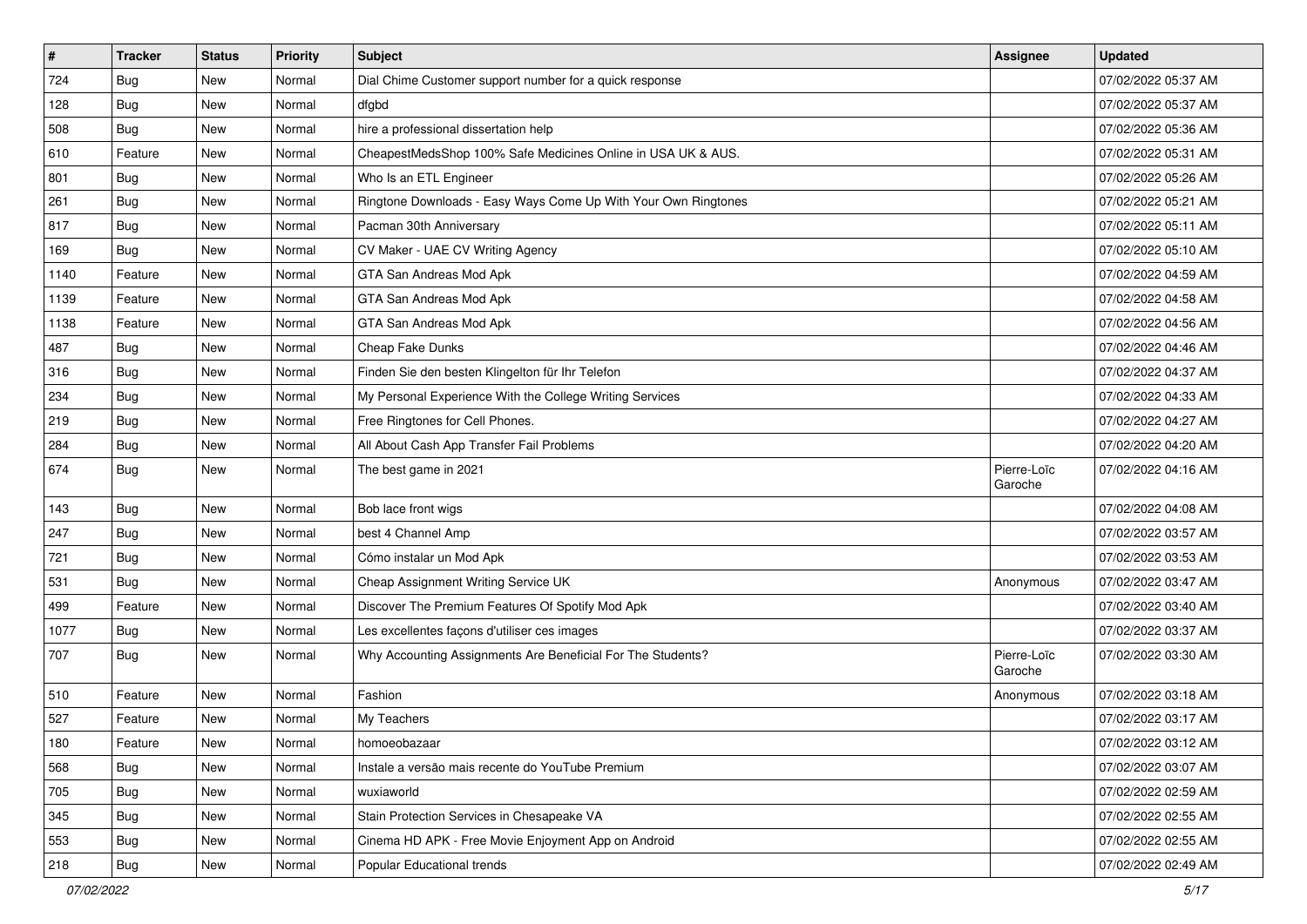| # | Tracker | Status | Priority | Subject | Assignee | Updated |
| --- | --- | --- | --- | --- | --- | --- |
| 724 | Bug | New | Normal | Dial Chime Customer support number for a quick response | | 07/02/2022 05:37 AM |
| 128 | Bug | New | Normal | dfgbd | | 07/02/2022 05:37 AM |
| 508 | Bug | New | Normal | hire a professional dissertation help | | 07/02/2022 05:36 AM |
| 610 | Feature | New | Normal | CheapestMedsShop 100% Safe Medicines Online in USA UK & AUS. | | 07/02/2022 05:31 AM |
| 801 | Bug | New | Normal | Who Is an ETL Engineer | | 07/02/2022 05:26 AM |
| 261 | Bug | New | Normal | Ringtone Downloads - Easy Ways Come Up With Your Own Ringtones | | 07/02/2022 05:21 AM |
| 817 | Bug | New | Normal | Pacman 30th Anniversary | | 07/02/2022 05:11 AM |
| 169 | Bug | New | Normal | CV Maker - UAE CV Writing Agency | | 07/02/2022 05:10 AM |
| 1140 | Feature | New | Normal | GTA San Andreas Mod Apk | | 07/02/2022 04:59 AM |
| 1139 | Feature | New | Normal | GTA San Andreas Mod Apk | | 07/02/2022 04:58 AM |
| 1138 | Feature | New | Normal | GTA San Andreas Mod Apk | | 07/02/2022 04:56 AM |
| 487 | Bug | New | Normal | Cheap Fake Dunks | | 07/02/2022 04:46 AM |
| 316 | Bug | New | Normal | Finden Sie den besten Klingelton für Ihr Telefon | | 07/02/2022 04:37 AM |
| 234 | Bug | New | Normal | My Personal Experience With the College Writing Services | | 07/02/2022 04:33 AM |
| 219 | Bug | New | Normal | Free Ringtones for Cell Phones. | | 07/02/2022 04:27 AM |
| 284 | Bug | New | Normal | All About Cash App Transfer Fail Problems | | 07/02/2022 04:20 AM |
| 674 | Bug | New | Normal | The best game in 2021 | Pierre-Loïc Garoche | 07/02/2022 04:16 AM |
| 143 | Bug | New | Normal | Bob lace front wigs | | 07/02/2022 04:08 AM |
| 247 | Bug | New | Normal | best 4 Channel Amp | | 07/02/2022 03:57 AM |
| 721 | Bug | New | Normal | Cómo instalar un Mod Apk | | 07/02/2022 03:53 AM |
| 531 | Bug | New | Normal | Cheap Assignment Writing Service UK | Anonymous | 07/02/2022 03:47 AM |
| 499 | Feature | New | Normal | Discover The Premium Features Of Spotify Mod Apk | | 07/02/2022 03:40 AM |
| 1077 | Bug | New | Normal | Les excellentes façons d'utiliser ces images | | 07/02/2022 03:37 AM |
| 707 | Bug | New | Normal | Why Accounting Assignments Are Beneficial For The Students? | Pierre-Loïc Garoche | 07/02/2022 03:30 AM |
| 510 | Feature | New | Normal | Fashion | Anonymous | 07/02/2022 03:18 AM |
| 527 | Feature | New | Normal | My Teachers | | 07/02/2022 03:17 AM |
| 180 | Feature | New | Normal | homoeobazaar | | 07/02/2022 03:12 AM |
| 568 | Bug | New | Normal | Instale a versão mais recente do YouTube Premium | | 07/02/2022 03:07 AM |
| 705 | Bug | New | Normal | wuxiaworld | | 07/02/2022 02:59 AM |
| 345 | Bug | New | Normal | Stain Protection Services in Chesapeake VA | | 07/02/2022 02:55 AM |
| 553 | Bug | New | Normal | Cinema HD APK - Free Movie Enjoyment App on Android | | 07/02/2022 02:55 AM |
| 218 | Bug | New | Normal | Popular Educational trends | | 07/02/2022 02:49 AM |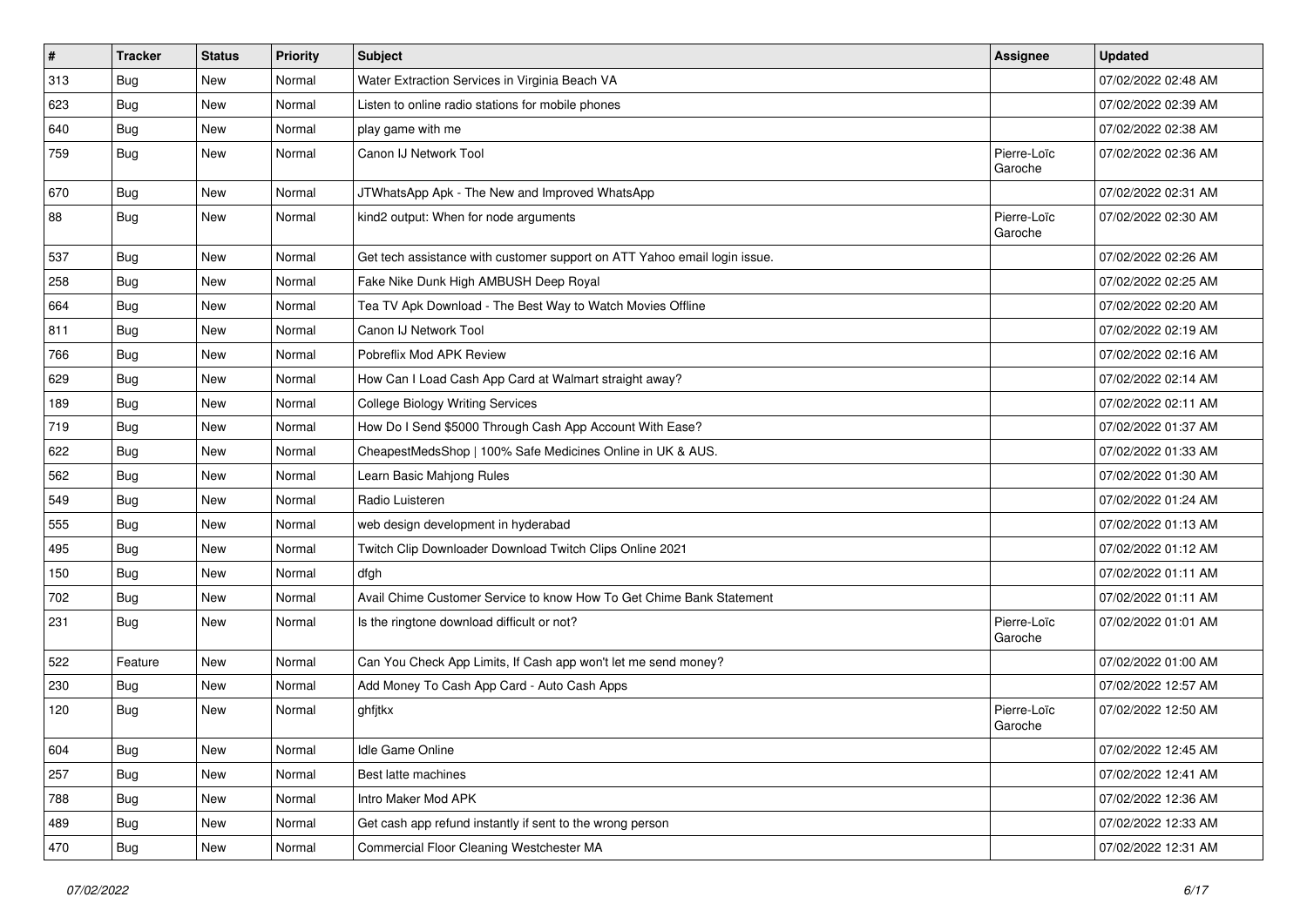| # | Tracker | Status | Priority | Subject | Assignee | Updated |
|---|---|---|---|---|---|---|
| 313 | Bug | New | Normal | Water Extraction Services in Virginia Beach VA | | 07/02/2022 02:48 AM |
| 623 | Bug | New | Normal | Listen to online radio stations for mobile phones | | 07/02/2022 02:39 AM |
| 640 | Bug | New | Normal | play game with me | | 07/02/2022 02:38 AM |
| 759 | Bug | New | Normal | Canon IJ Network Tool | Pierre-Loïc Garoche | 07/02/2022 02:36 AM |
| 670 | Bug | New | Normal | JTWhatsApp Apk - The New and Improved WhatsApp | | 07/02/2022 02:31 AM |
| 88 | Bug | New | Normal | kind2 output: When for node arguments | Pierre-Loïc Garoche | 07/02/2022 02:30 AM |
| 537 | Bug | New | Normal | Get tech assistance with customer support on ATT Yahoo email login issue. | | 07/02/2022 02:26 AM |
| 258 | Bug | New | Normal | Fake Nike Dunk High AMBUSH Deep Royal | | 07/02/2022 02:25 AM |
| 664 | Bug | New | Normal | Tea TV Apk Download - The Best Way to Watch Movies Offline | | 07/02/2022 02:20 AM |
| 811 | Bug | New | Normal | Canon IJ Network Tool | | 07/02/2022 02:19 AM |
| 766 | Bug | New | Normal | Pobreflix Mod APK Review | | 07/02/2022 02:16 AM |
| 629 | Bug | New | Normal | How Can I Load Cash App Card at Walmart straight away? | | 07/02/2022 02:14 AM |
| 189 | Bug | New | Normal | College Biology Writing Services | | 07/02/2022 02:11 AM |
| 719 | Bug | New | Normal | How Do I Send $5000 Through Cash App Account With Ease? | | 07/02/2022 01:37 AM |
| 622 | Bug | New | Normal | CheapestMedsShop \| 100% Safe Medicines Online in UK & AUS. | | 07/02/2022 01:33 AM |
| 562 | Bug | New | Normal | Learn Basic Mahjong Rules | | 07/02/2022 01:30 AM |
| 549 | Bug | New | Normal | Radio Luisteren | | 07/02/2022 01:24 AM |
| 555 | Bug | New | Normal | web design development in hyderabad | | 07/02/2022 01:13 AM |
| 495 | Bug | New | Normal | Twitch Clip Downloader Download Twitch Clips Online 2021 | | 07/02/2022 01:12 AM |
| 150 | Bug | New | Normal | dfgh | | 07/02/2022 01:11 AM |
| 702 | Bug | New | Normal | Avail Chime Customer Service to know How To Get Chime Bank Statement | | 07/02/2022 01:11 AM |
| 231 | Bug | New | Normal | Is the ringtone download difficult or not? | Pierre-Loïc Garoche | 07/02/2022 01:01 AM |
| 522 | Feature | New | Normal | Can You Check App Limits, If Cash app won't let me send money? | | 07/02/2022 01:00 AM |
| 230 | Bug | New | Normal | Add Money To Cash App Card - Auto Cash Apps | | 07/02/2022 12:57 AM |
| 120 | Bug | New | Normal | ghfjtkx | Pierre-Loïc Garoche | 07/02/2022 12:50 AM |
| 604 | Bug | New | Normal | Idle Game Online | | 07/02/2022 12:45 AM |
| 257 | Bug | New | Normal | Best latte machines | | 07/02/2022 12:41 AM |
| 788 | Bug | New | Normal | Intro Maker Mod APK | | 07/02/2022 12:36 AM |
| 489 | Bug | New | Normal | Get cash app refund instantly if sent to the wrong person | | 07/02/2022 12:33 AM |
| 470 | Bug | New | Normal | Commercial Floor Cleaning Westchester MA | | 07/02/2022 12:31 AM |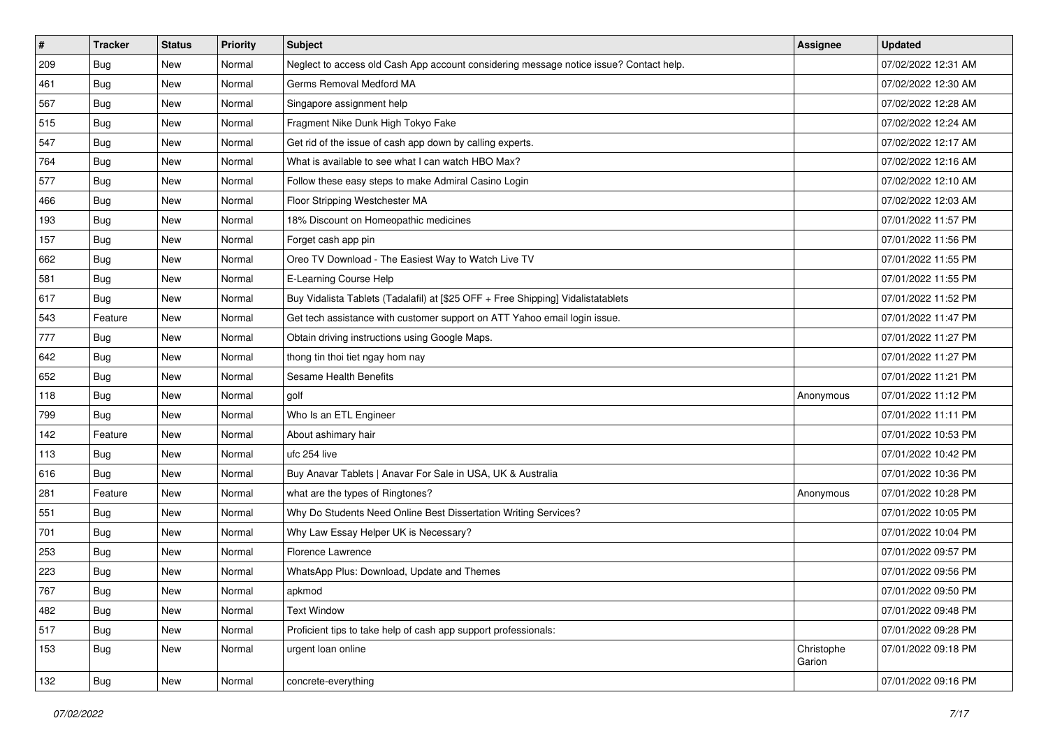| # | Tracker | Status | Priority | Subject | Assignee | Updated |
|---|---|---|---|---|---|---|
| 209 | Bug | New | Normal | Neglect to access old Cash App account considering message notice issue? Contact help. | | 07/02/2022 12:31 AM |
| 461 | Bug | New | Normal | Germs Removal Medford MA | | 07/02/2022 12:30 AM |
| 567 | Bug | New | Normal | Singapore assignment help | | 07/02/2022 12:28 AM |
| 515 | Bug | New | Normal | Fragment Nike Dunk High Tokyo Fake | | 07/02/2022 12:24 AM |
| 547 | Bug | New | Normal | Get rid of the issue of cash app down by calling experts. | | 07/02/2022 12:17 AM |
| 764 | Bug | New | Normal | What is available to see what I can watch HBO Max? | | 07/02/2022 12:16 AM |
| 577 | Bug | New | Normal | Follow these easy steps to make Admiral Casino Login | | 07/02/2022 12:10 AM |
| 466 | Bug | New | Normal | Floor Stripping Westchester MA | | 07/02/2022 12:03 AM |
| 193 | Bug | New | Normal | 18% Discount on Homeopathic medicines | | 07/01/2022 11:57 PM |
| 157 | Bug | New | Normal | Forget cash app pin | | 07/01/2022 11:56 PM |
| 662 | Bug | New | Normal | Oreo TV Download - The Easiest Way to Watch Live TV | | 07/01/2022 11:55 PM |
| 581 | Bug | New | Normal | E-Learning Course Help | | 07/01/2022 11:55 PM |
| 617 | Bug | New | Normal | Buy Vidalista Tablets (Tadalafil) at [$25 OFF + Free Shipping] Vidalistatablets | | 07/01/2022 11:52 PM |
| 543 | Feature | New | Normal | Get tech assistance with customer support on ATT Yahoo email login issue. | | 07/01/2022 11:47 PM |
| 777 | Bug | New | Normal | Obtain driving instructions using Google Maps. | | 07/01/2022 11:27 PM |
| 642 | Bug | New | Normal | thong tin thoi tiet ngay hom nay | | 07/01/2022 11:27 PM |
| 652 | Bug | New | Normal | Sesame Health Benefits | | 07/01/2022 11:21 PM |
| 118 | Bug | New | Normal | golf | Anonymous | 07/01/2022 11:12 PM |
| 799 | Bug | New | Normal | Who Is an ETL Engineer | | 07/01/2022 11:11 PM |
| 142 | Feature | New | Normal | About ashimary hair | | 07/01/2022 10:53 PM |
| 113 | Bug | New | Normal | ufc 254 live | | 07/01/2022 10:42 PM |
| 616 | Bug | New | Normal | Buy Anavar Tablets \| Anavar For Sale in USA, UK & Australia | | 07/01/2022 10:36 PM |
| 281 | Feature | New | Normal | what are the types of Ringtones? | Anonymous | 07/01/2022 10:28 PM |
| 551 | Bug | New | Normal | Why Do Students Need Online Best Dissertation Writing Services? | | 07/01/2022 10:05 PM |
| 701 | Bug | New | Normal | Why Law Essay Helper UK is Necessary? | | 07/01/2022 10:04 PM |
| 253 | Bug | New | Normal | Florence Lawrence | | 07/01/2022 09:57 PM |
| 223 | Bug | New | Normal | WhatsApp Plus: Download, Update and Themes | | 07/01/2022 09:56 PM |
| 767 | Bug | New | Normal | apkmod | | 07/01/2022 09:50 PM |
| 482 | Bug | New | Normal | Text Window | | 07/01/2022 09:48 PM |
| 517 | Bug | New | Normal | Proficient tips to take help of cash app support professionals: | | 07/01/2022 09:28 PM |
| 153 | Bug | New | Normal | urgent loan online | Christophe Garion | 07/01/2022 09:18 PM |
| 132 | Bug | New | Normal | concrete-everything | | 07/01/2022 09:16 PM |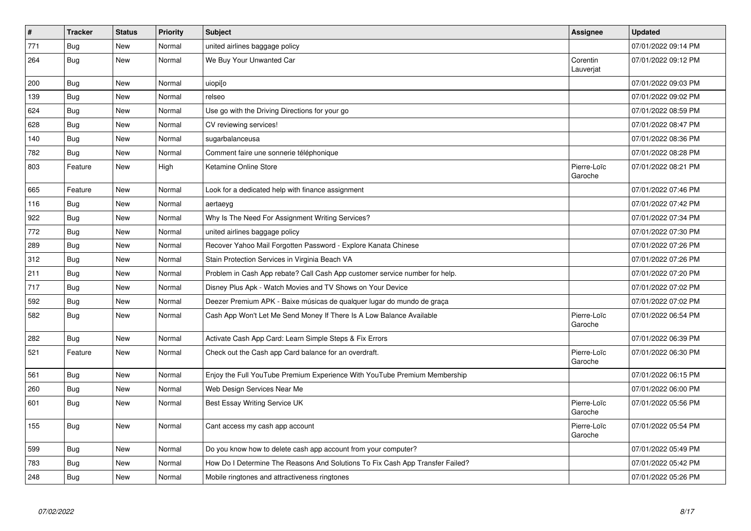| # | Tracker | Status | Priority | Subject | Assignee | Updated |
|---|---|---|---|---|---|---|
| 771 | Bug | New | Normal | united airlines baggage policy | | 07/01/2022 09:14 PM |
| 264 | Bug | New | Normal | We Buy Your Unwanted Car | Corentin Lauverjat | 07/01/2022 09:12 PM |
| 200 | Bug | New | Normal | uiopi[o | | 07/01/2022 09:03 PM |
| 139 | Bug | New | Normal | relseo | | 07/01/2022 09:02 PM |
| 624 | Bug | New | Normal | Use go with the Driving Directions for your go | | 07/01/2022 08:59 PM |
| 628 | Bug | New | Normal | CV reviewing services! | | 07/01/2022 08:47 PM |
| 140 | Bug | New | Normal | sugarbalanceusa | | 07/01/2022 08:36 PM |
| 782 | Bug | New | Normal | Comment faire une sonnerie téléphonique | | 07/01/2022 08:28 PM |
| 803 | Feature | New | High | Ketamine Online Store | Pierre-Loïc Garoche | 07/01/2022 08:21 PM |
| 665 | Feature | New | Normal | Look for a dedicated help with finance assignment | | 07/01/2022 07:46 PM |
| 116 | Bug | New | Normal | aertaeyg | | 07/01/2022 07:42 PM |
| 922 | Bug | New | Normal | Why Is The Need For Assignment Writing Services? | | 07/01/2022 07:34 PM |
| 772 | Bug | New | Normal | united airlines baggage policy | | 07/01/2022 07:30 PM |
| 289 | Bug | New | Normal | Recover Yahoo Mail Forgotten Password - Explore Kanata Chinese | | 07/01/2022 07:26 PM |
| 312 | Bug | New | Normal | Stain Protection Services in Virginia Beach VA | | 07/01/2022 07:26 PM |
| 211 | Bug | New | Normal | Problem in Cash App rebate? Call Cash App customer service number for help. | | 07/01/2022 07:20 PM |
| 717 | Bug | New | Normal | Disney Plus Apk - Watch Movies and TV Shows on Your Device | | 07/01/2022 07:02 PM |
| 592 | Bug | New | Normal | Deezer Premium APK - Baixe músicas de qualquer lugar do mundo de graça | | 07/01/2022 07:02 PM |
| 582 | Bug | New | Normal | Cash App Won't Let Me Send Money If There Is A Low Balance Available | Pierre-Loïc Garoche | 07/01/2022 06:54 PM |
| 282 | Bug | New | Normal | Activate Cash App Card: Learn Simple Steps & Fix Errors | | 07/01/2022 06:39 PM |
| 521 | Feature | New | Normal | Check out the Cash app Card balance for an overdraft. | Pierre-Loïc Garoche | 07/01/2022 06:30 PM |
| 561 | Bug | New | Normal | Enjoy the Full YouTube Premium Experience With YouTube Premium Membership | | 07/01/2022 06:15 PM |
| 260 | Bug | New | Normal | Web Design Services Near Me | | 07/01/2022 06:00 PM |
| 601 | Bug | New | Normal | Best Essay Writing Service UK | Pierre-Loïc Garoche | 07/01/2022 05:56 PM |
| 155 | Bug | New | Normal | Cant access my cash app account | Pierre-Loïc Garoche | 07/01/2022 05:54 PM |
| 599 | Bug | New | Normal | Do you know how to delete cash app account from your computer? | | 07/01/2022 05:49 PM |
| 783 | Bug | New | Normal | How Do I Determine The Reasons And Solutions To Fix Cash App Transfer Failed? | | 07/01/2022 05:42 PM |
| 248 | Bug | New | Normal | Mobile ringtones and attractiveness ringtones | | 07/01/2022 05:26 PM |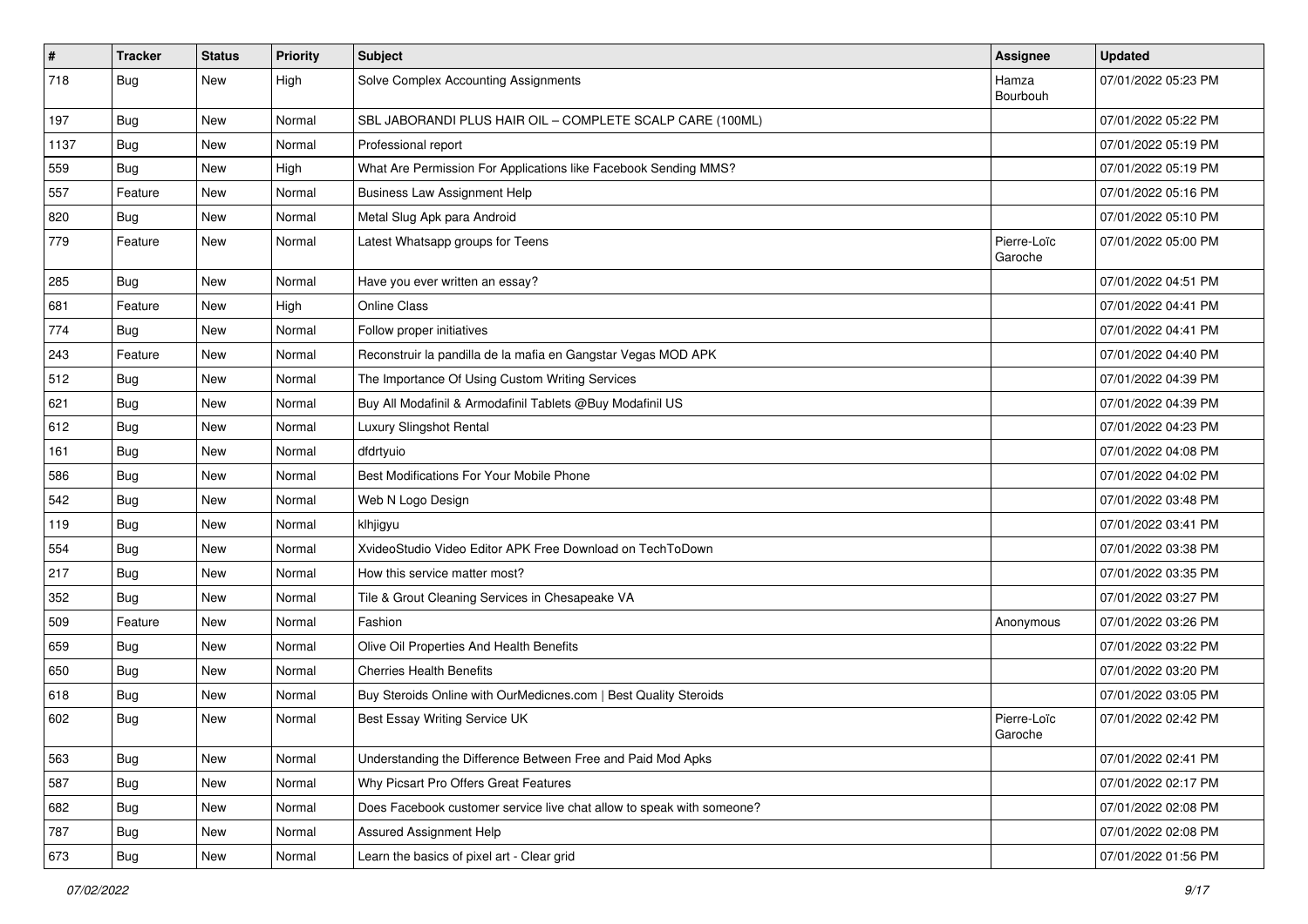| # | Tracker | Status | Priority | Subject | Assignee | Updated |
|---|---|---|---|---|---|---|
| 718 | Bug | New | High | Solve Complex Accounting Assignments | Hamza Bourbouh | 07/01/2022 05:23 PM |
| 197 | Bug | New | Normal | SBL JABORANDI PLUS HAIR OIL – COMPLETE SCALP CARE (100ML) | | 07/01/2022 05:22 PM |
| 1137 | Bug | New | Normal | Professional report | | 07/01/2022 05:19 PM |
| 559 | Bug | New | High | What Are Permission For Applications like Facebook Sending MMS? | | 07/01/2022 05:19 PM |
| 557 | Feature | New | Normal | Business Law Assignment Help | | 07/01/2022 05:16 PM |
| 820 | Bug | New | Normal | Metal Slug Apk para Android | | 07/01/2022 05:10 PM |
| 779 | Feature | New | Normal | Latest Whatsapp groups for Teens | Pierre-Loïc Garoche | 07/01/2022 05:00 PM |
| 285 | Bug | New | Normal | Have you ever written an essay? | | 07/01/2022 04:51 PM |
| 681 | Feature | New | High | Online Class | | 07/01/2022 04:41 PM |
| 774 | Bug | New | Normal | Follow proper initiatives | | 07/01/2022 04:41 PM |
| 243 | Feature | New | Normal | Reconstruir la pandilla de la mafia en Gangstar Vegas MOD APK | | 07/01/2022 04:40 PM |
| 512 | Bug | New | Normal | The Importance Of Using Custom Writing Services | | 07/01/2022 04:39 PM |
| 621 | Bug | New | Normal | Buy All Modafinil & Armodafinil Tablets @Buy Modafinil US | | 07/01/2022 04:39 PM |
| 612 | Bug | New | Normal | Luxury Slingshot Rental | | 07/01/2022 04:23 PM |
| 161 | Bug | New | Normal | dfdrtyuio | | 07/01/2022 04:08 PM |
| 586 | Bug | New | Normal | Best Modifications For Your Mobile Phone | | 07/01/2022 04:02 PM |
| 542 | Bug | New | Normal | Web N Logo Design | | 07/01/2022 03:48 PM |
| 119 | Bug | New | Normal | klhjigyu | | 07/01/2022 03:41 PM |
| 554 | Bug | New | Normal | XvideoStudio Video Editor APK Free Download on TechToDown | | 07/01/2022 03:38 PM |
| 217 | Bug | New | Normal | How this service matter most? | | 07/01/2022 03:35 PM |
| 352 | Bug | New | Normal | Tile & Grout Cleaning Services in Chesapeake VA | | 07/01/2022 03:27 PM |
| 509 | Feature | New | Normal | Fashion | Anonymous | 07/01/2022 03:26 PM |
| 659 | Bug | New | Normal | Olive Oil Properties And Health Benefits | | 07/01/2022 03:22 PM |
| 650 | Bug | New | Normal | Cherries Health Benefits | | 07/01/2022 03:20 PM |
| 618 | Bug | New | Normal | Buy Steroids Online with OurMedicnes.com \| Best Quality Steroids | | 07/01/2022 03:05 PM |
| 602 | Bug | New | Normal | Best Essay Writing Service UK | Pierre-Loïc Garoche | 07/01/2022 02:42 PM |
| 563 | Bug | New | Normal | Understanding the Difference Between Free and Paid Mod Apks | | 07/01/2022 02:41 PM |
| 587 | Bug | New | Normal | Why Picsart Pro Offers Great Features | | 07/01/2022 02:17 PM |
| 682 | Bug | New | Normal | Does Facebook customer service live chat allow to speak with someone? | | 07/01/2022 02:08 PM |
| 787 | Bug | New | Normal | Assured Assignment Help | | 07/01/2022 02:08 PM |
| 673 | Bug | New | Normal | Learn the basics of pixel art - Clear grid | | 07/01/2022 01:56 PM |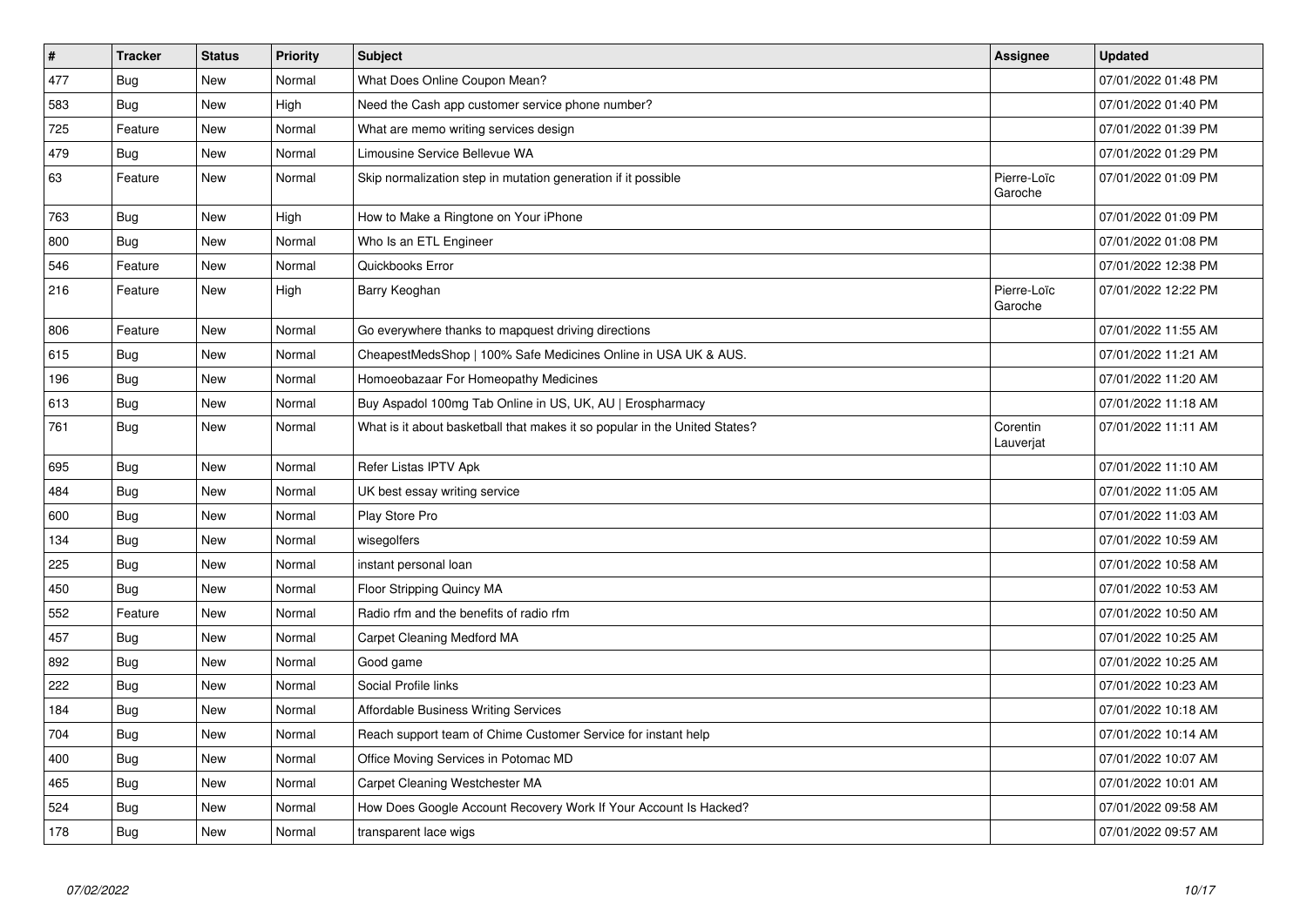| # | Tracker | Status | Priority | Subject | Assignee | Updated |
|---|---|---|---|---|---|---|
| 477 | Bug | New | Normal | What Does Online Coupon Mean? | | 07/01/2022 01:48 PM |
| 583 | Bug | New | High | Need the Cash app customer service phone number? | | 07/01/2022 01:40 PM |
| 725 | Feature | New | Normal | What are memo writing services design | | 07/01/2022 01:39 PM |
| 479 | Bug | New | Normal | Limousine Service Bellevue WA | | 07/01/2022 01:29 PM |
| 63 | Feature | New | Normal | Skip normalization step in mutation generation if it possible | Pierre-Loïc Garoche | 07/01/2022 01:09 PM |
| 763 | Bug | New | High | How to Make a Ringtone on Your iPhone | | 07/01/2022 01:09 PM |
| 800 | Bug | New | Normal | Who Is an ETL Engineer | | 07/01/2022 01:08 PM |
| 546 | Feature | New | Normal | Quickbooks Error | | 07/01/2022 12:38 PM |
| 216 | Feature | New | High | Barry Keoghan | Pierre-Loïc Garoche | 07/01/2022 12:22 PM |
| 806 | Feature | New | Normal | Go everywhere thanks to mapquest driving directions | | 07/01/2022 11:55 AM |
| 615 | Bug | New | Normal | CheapestMedsShop \| 100% Safe Medicines Online in USA UK & AUS. | | 07/01/2022 11:21 AM |
| 196 | Bug | New | Normal | Homoeobazaar For Homeopathy Medicines | | 07/01/2022 11:20 AM |
| 613 | Bug | New | Normal | Buy Aspadol 100mg Tab Online in US, UK, AU \| Erospharmacy | | 07/01/2022 11:18 AM |
| 761 | Bug | New | Normal | What is it about basketball that makes it so popular in the United States? | Corentin Lauverjat | 07/01/2022 11:11 AM |
| 695 | Bug | New | Normal | Refer Listas IPTV Apk | | 07/01/2022 11:10 AM |
| 484 | Bug | New | Normal | UK best essay writing service | | 07/01/2022 11:05 AM |
| 600 | Bug | New | Normal | Play Store Pro | | 07/01/2022 11:03 AM |
| 134 | Bug | New | Normal | wisegolfers | | 07/01/2022 10:59 AM |
| 225 | Bug | New | Normal | instant personal loan | | 07/01/2022 10:58 AM |
| 450 | Bug | New | Normal | Floor Stripping Quincy MA | | 07/01/2022 10:53 AM |
| 552 | Feature | New | Normal | Radio rfm and the benefits of radio rfm | | 07/01/2022 10:50 AM |
| 457 | Bug | New | Normal | Carpet Cleaning Medford MA | | 07/01/2022 10:25 AM |
| 892 | Bug | New | Normal | Good game | | 07/01/2022 10:25 AM |
| 222 | Bug | New | Normal | Social Profile links | | 07/01/2022 10:23 AM |
| 184 | Bug | New | Normal | Affordable Business Writing Services | | 07/01/2022 10:18 AM |
| 704 | Bug | New | Normal | Reach support team of Chime Customer Service for instant help | | 07/01/2022 10:14 AM |
| 400 | Bug | New | Normal | Office Moving Services in Potomac MD | | 07/01/2022 10:07 AM |
| 465 | Bug | New | Normal | Carpet Cleaning Westchester MA | | 07/01/2022 10:01 AM |
| 524 | Bug | New | Normal | How Does Google Account Recovery Work If Your Account Is Hacked? | | 07/01/2022 09:58 AM |
| 178 | Bug | New | Normal | transparent lace wigs | | 07/01/2022 09:57 AM |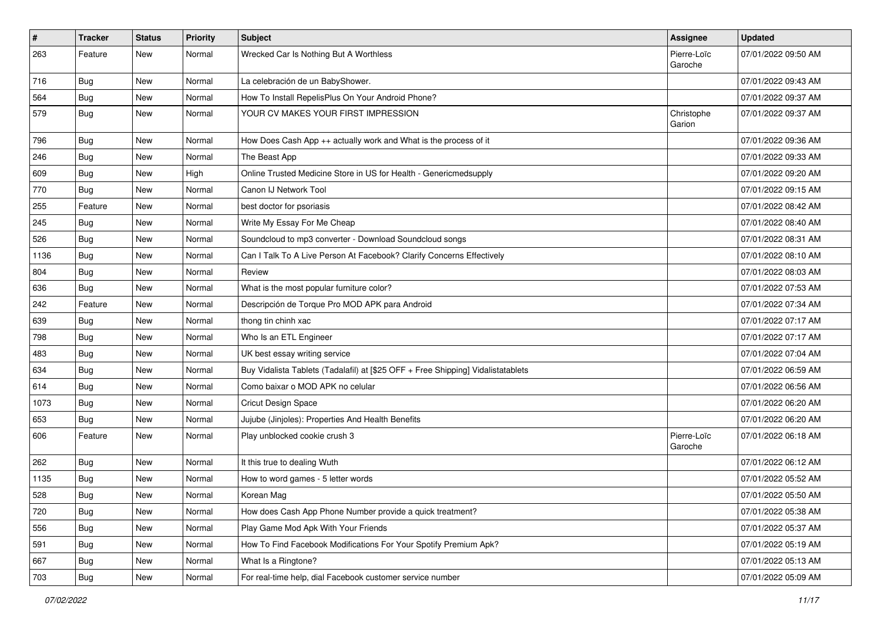| # | Tracker | Status | Priority | Subject | Assignee | Updated |
|---|---|---|---|---|---|---|
| 263 | Feature | New | Normal | Wrecked Car Is Nothing But A Worthless | Pierre-Loïc Garoche | 07/01/2022 09:50 AM |
| 716 | Bug | New | Normal | La celebración de un BabyShower. | | 07/01/2022 09:43 AM |
| 564 | Bug | New | Normal | How To Install RepelisPlus On Your Android Phone? | | 07/01/2022 09:37 AM |
| 579 | Bug | New | Normal | YOUR CV MAKES YOUR FIRST IMPRESSION | Christophe Garion | 07/01/2022 09:37 AM |
| 796 | Bug | New | Normal | How Does Cash App ++ actually work and What is the process of it | | 07/01/2022 09:36 AM |
| 246 | Bug | New | Normal | The Beast App | | 07/01/2022 09:33 AM |
| 609 | Bug | New | High | Online Trusted Medicine Store in US for Health - Genericmedsupply | | 07/01/2022 09:20 AM |
| 770 | Bug | New | Normal | Canon IJ Network Tool | | 07/01/2022 09:15 AM |
| 255 | Feature | New | Normal | best doctor for psoriasis | | 07/01/2022 08:42 AM |
| 245 | Bug | New | Normal | Write My Essay For Me Cheap | | 07/01/2022 08:40 AM |
| 526 | Bug | New | Normal | Soundcloud to mp3 converter - Download Soundcloud songs | | 07/01/2022 08:31 AM |
| 1136 | Bug | New | Normal | Can I Talk To A Live Person At Facebook? Clarify Concerns Effectively | | 07/01/2022 08:10 AM |
| 804 | Bug | New | Normal | Review | | 07/01/2022 08:03 AM |
| 636 | Bug | New | Normal | What is the most popular furniture color? | | 07/01/2022 07:53 AM |
| 242 | Feature | New | Normal | Descripción de Torque Pro MOD APK para Android | | 07/01/2022 07:34 AM |
| 639 | Bug | New | Normal | thong tin chinh xac | | 07/01/2022 07:17 AM |
| 798 | Bug | New | Normal | Who Is an ETL Engineer | | 07/01/2022 07:17 AM |
| 483 | Bug | New | Normal | UK best essay writing service | | 07/01/2022 07:04 AM |
| 634 | Bug | New | Normal | Buy Vidalista Tablets (Tadalafil) at [$25 OFF + Free Shipping] Vidalistatablets | | 07/01/2022 06:59 AM |
| 614 | Bug | New | Normal | Como baixar o MOD APK no celular | | 07/01/2022 06:56 AM |
| 1073 | Bug | New | Normal | Cricut Design Space | | 07/01/2022 06:20 AM |
| 653 | Bug | New | Normal | Jujube (Jinjoles): Properties And Health Benefits | | 07/01/2022 06:20 AM |
| 606 | Feature | New | Normal | Play unblocked cookie crush 3 | Pierre-Loïc Garoche | 07/01/2022 06:18 AM |
| 262 | Bug | New | Normal | It this true to dealing Wuth | | 07/01/2022 06:12 AM |
| 1135 | Bug | New | Normal | How to word games - 5 letter words | | 07/01/2022 05:52 AM |
| 528 | Bug | New | Normal | Korean Mag | | 07/01/2022 05:50 AM |
| 720 | Bug | New | Normal | How does Cash App Phone Number provide a quick treatment? | | 07/01/2022 05:38 AM |
| 556 | Bug | New | Normal | Play Game Mod Apk With Your Friends | | 07/01/2022 05:37 AM |
| 591 | Bug | New | Normal | How To Find Facebook Modifications For Your Spotify Premium Apk? | | 07/01/2022 05:19 AM |
| 667 | Bug | New | Normal | What Is a Ringtone? | | 07/01/2022 05:13 AM |
| 703 | Bug | New | Normal | For real-time help, dial Facebook customer service number | | 07/01/2022 05:09 AM |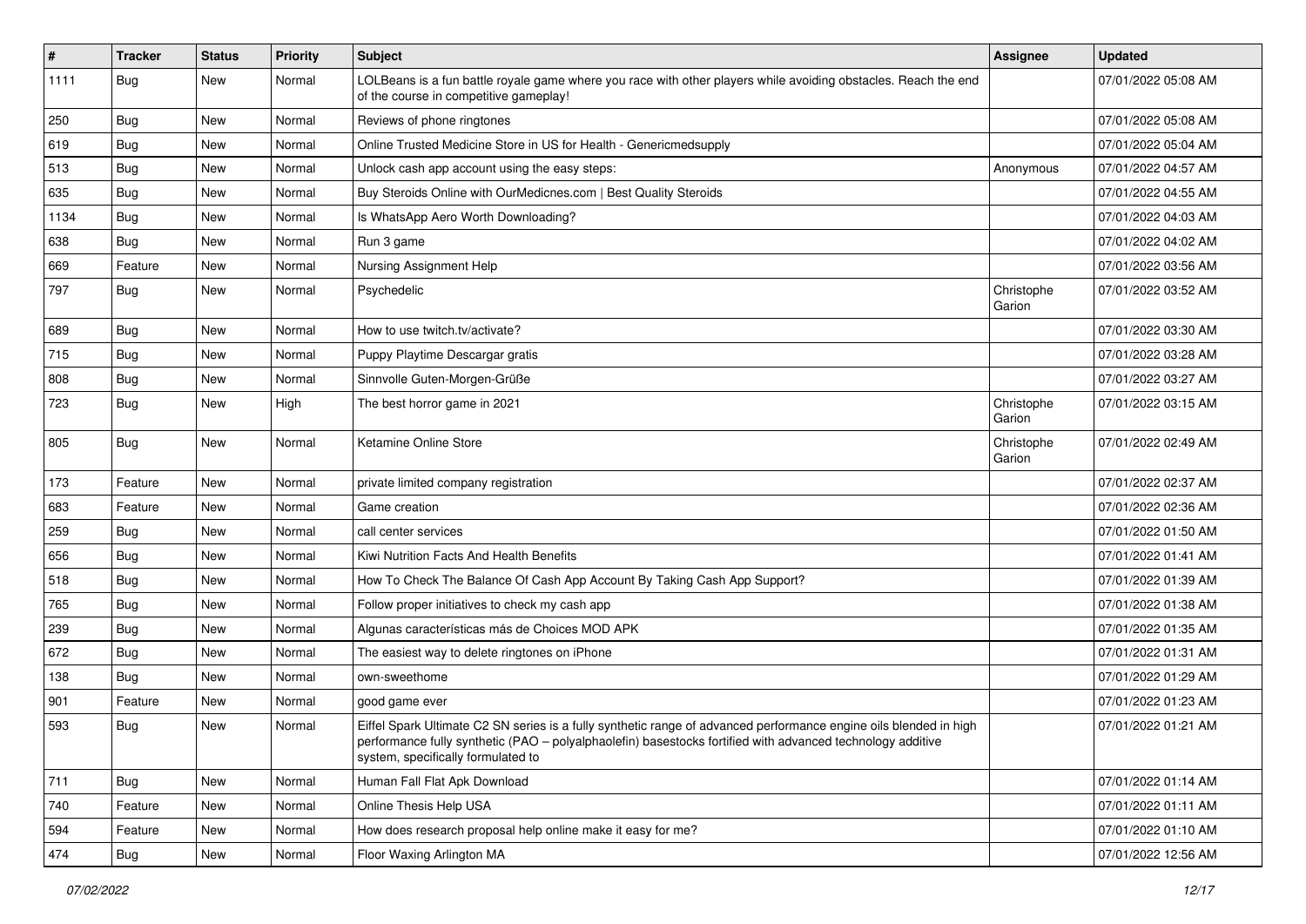| # | Tracker | Status | Priority | Subject | Assignee | Updated |
|---|---|---|---|---|---|---|
| 1111 | Bug | New | Normal | LOLBeans is a fun battle royale game where you race with other players while avoiding obstacles. Reach the end of the course in competitive gameplay! | | 07/01/2022 05:08 AM |
| 250 | Bug | New | Normal | Reviews of phone ringtones | | 07/01/2022 05:08 AM |
| 619 | Bug | New | Normal | Online Trusted Medicine Store in US for Health - Genericmedsupply | | 07/01/2022 05:04 AM |
| 513 | Bug | New | Normal | Unlock cash app account using the easy steps: | Anonymous | 07/01/2022 04:57 AM |
| 635 | Bug | New | Normal | Buy Steroids Online with OurMedicnes.com \| Best Quality Steroids | | 07/01/2022 04:55 AM |
| 1134 | Bug | New | Normal | Is WhatsApp Aero Worth Downloading? | | 07/01/2022 04:03 AM |
| 638 | Bug | New | Normal | Run 3 game | | 07/01/2022 04:02 AM |
| 669 | Feature | New | Normal | Nursing Assignment Help | | 07/01/2022 03:56 AM |
| 797 | Bug | New | Normal | Psychedelic | Christophe Garion | 07/01/2022 03:52 AM |
| 689 | Bug | New | Normal | How to use twitch.tv/activate? | | 07/01/2022 03:30 AM |
| 715 | Bug | New | Normal | Puppy Playtime Descargar gratis | | 07/01/2022 03:28 AM |
| 808 | Bug | New | Normal | Sinnvolle Guten-Morgen-Grüße | | 07/01/2022 03:27 AM |
| 723 | Bug | New | High | The best horror game in 2021 | Christophe Garion | 07/01/2022 03:15 AM |
| 805 | Bug | New | Normal | Ketamine Online Store | Christophe Garion | 07/01/2022 02:49 AM |
| 173 | Feature | New | Normal | private limited company registration | | 07/01/2022 02:37 AM |
| 683 | Feature | New | Normal | Game creation | | 07/01/2022 02:36 AM |
| 259 | Bug | New | Normal | call center services | | 07/01/2022 01:50 AM |
| 656 | Bug | New | Normal | Kiwi Nutrition Facts And Health Benefits | | 07/01/2022 01:41 AM |
| 518 | Bug | New | Normal | How To Check The Balance Of Cash App Account By Taking Cash App Support? | | 07/01/2022 01:39 AM |
| 765 | Bug | New | Normal | Follow proper initiatives to check my cash app | | 07/01/2022 01:38 AM |
| 239 | Bug | New | Normal | Algunas características más de Choices MOD APK | | 07/01/2022 01:35 AM |
| 672 | Bug | New | Normal | The easiest way to delete ringtones on iPhone | | 07/01/2022 01:31 AM |
| 138 | Bug | New | Normal | own-sweethome | | 07/01/2022 01:29 AM |
| 901 | Feature | New | Normal | good game ever | | 07/01/2022 01:23 AM |
| 593 | Bug | New | Normal | Eiffel Spark Ultimate C2 SN series is a fully synthetic range of advanced performance engine oils blended in high performance fully synthetic (PAO – polyalphaolefin) basestocks fortified with advanced technology additive system, specifically formulated to | | 07/01/2022 01:21 AM |
| 711 | Bug | New | Normal | Human Fall Flat Apk Download | | 07/01/2022 01:14 AM |
| 740 | Feature | New | Normal | Online Thesis Help USA | | 07/01/2022 01:11 AM |
| 594 | Feature | New | Normal | How does research proposal help online make it easy for me? | | 07/01/2022 01:10 AM |
| 474 | Bug | New | Normal | Floor Waxing Arlington MA | | 07/01/2022 12:56 AM |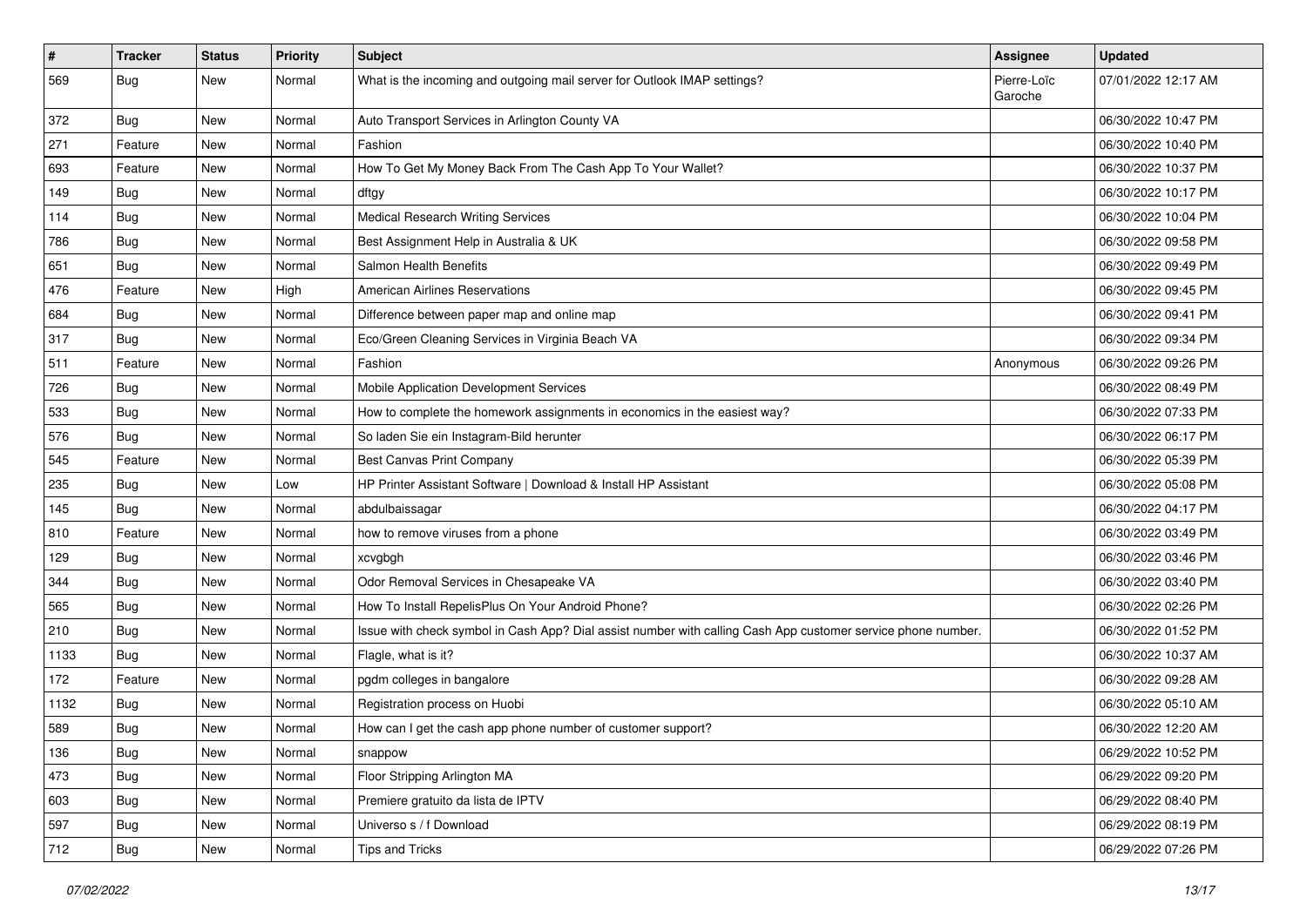| # | Tracker | Status | Priority | Subject | Assignee | Updated |
|---|---|---|---|---|---|---|
| 569 | Bug | New | Normal | What is the incoming and outgoing mail server for Outlook IMAP settings? | Pierre-Loïc Garoche | 07/01/2022 12:17 AM |
| 372 | Bug | New | Normal | Auto Transport Services in Arlington County VA | | 06/30/2022 10:47 PM |
| 271 | Feature | New | Normal | Fashion | | 06/30/2022 10:40 PM |
| 693 | Feature | New | Normal | How To Get My Money Back From The Cash App To Your Wallet? | | 06/30/2022 10:37 PM |
| 149 | Bug | New | Normal | dftgy | | 06/30/2022 10:17 PM |
| 114 | Bug | New | Normal | Medical Research Writing Services | | 06/30/2022 10:04 PM |
| 786 | Bug | New | Normal | Best Assignment Help in Australia & UK | | 06/30/2022 09:58 PM |
| 651 | Bug | New | Normal | Salmon Health Benefits | | 06/30/2022 09:49 PM |
| 476 | Feature | New | High | American Airlines Reservations | | 06/30/2022 09:45 PM |
| 684 | Bug | New | Normal | Difference between paper map and online map | | 06/30/2022 09:41 PM |
| 317 | Bug | New | Normal | Eco/Green Cleaning Services in Virginia Beach VA | | 06/30/2022 09:34 PM |
| 511 | Feature | New | Normal | Fashion | Anonymous | 06/30/2022 09:26 PM |
| 726 | Bug | New | Normal | Mobile Application Development Services | | 06/30/2022 08:49 PM |
| 533 | Bug | New | Normal | How to complete the homework assignments in economics in the easiest way? | | 06/30/2022 07:33 PM |
| 576 | Bug | New | Normal | So laden Sie ein Instagram-Bild herunter | | 06/30/2022 06:17 PM |
| 545 | Feature | New | Normal | Best Canvas Print Company | | 06/30/2022 05:39 PM |
| 235 | Bug | New | Low | HP Printer Assistant Software \| Download & Install HP Assistant | | 06/30/2022 05:08 PM |
| 145 | Bug | New | Normal | abdulbaissagar | | 06/30/2022 04:17 PM |
| 810 | Feature | New | Normal | how to remove viruses from a phone | | 06/30/2022 03:49 PM |
| 129 | Bug | New | Normal | xcvgbgh | | 06/30/2022 03:46 PM |
| 344 | Bug | New | Normal | Odor Removal Services in Chesapeake VA | | 06/30/2022 03:40 PM |
| 565 | Bug | New | Normal | How To Install RepelisPlus On Your Android Phone? | | 06/30/2022 02:26 PM |
| 210 | Bug | New | Normal | Issue with check symbol in Cash App? Dial assist number with calling Cash App customer service phone number. | | 06/30/2022 01:52 PM |
| 1133 | Bug | New | Normal | Flagle, what is it? | | 06/30/2022 10:37 AM |
| 172 | Feature | New | Normal | pgdm colleges in bangalore | | 06/30/2022 09:28 AM |
| 1132 | Bug | New | Normal | Registration process on Huobi | | 06/30/2022 05:10 AM |
| 589 | Bug | New | Normal | How can I get the cash app phone number of customer support? | | 06/30/2022 12:20 AM |
| 136 | Bug | New | Normal | snappow | | 06/29/2022 10:52 PM |
| 473 | Bug | New | Normal | Floor Stripping Arlington MA | | 06/29/2022 09:20 PM |
| 603 | Bug | New | Normal | Premiere gratuito da lista de IPTV | | 06/29/2022 08:40 PM |
| 597 | Bug | New | Normal | Universo s / f Download | | 06/29/2022 08:19 PM |
| 712 | Bug | New | Normal | Tips and Tricks | | 06/29/2022 07:26 PM |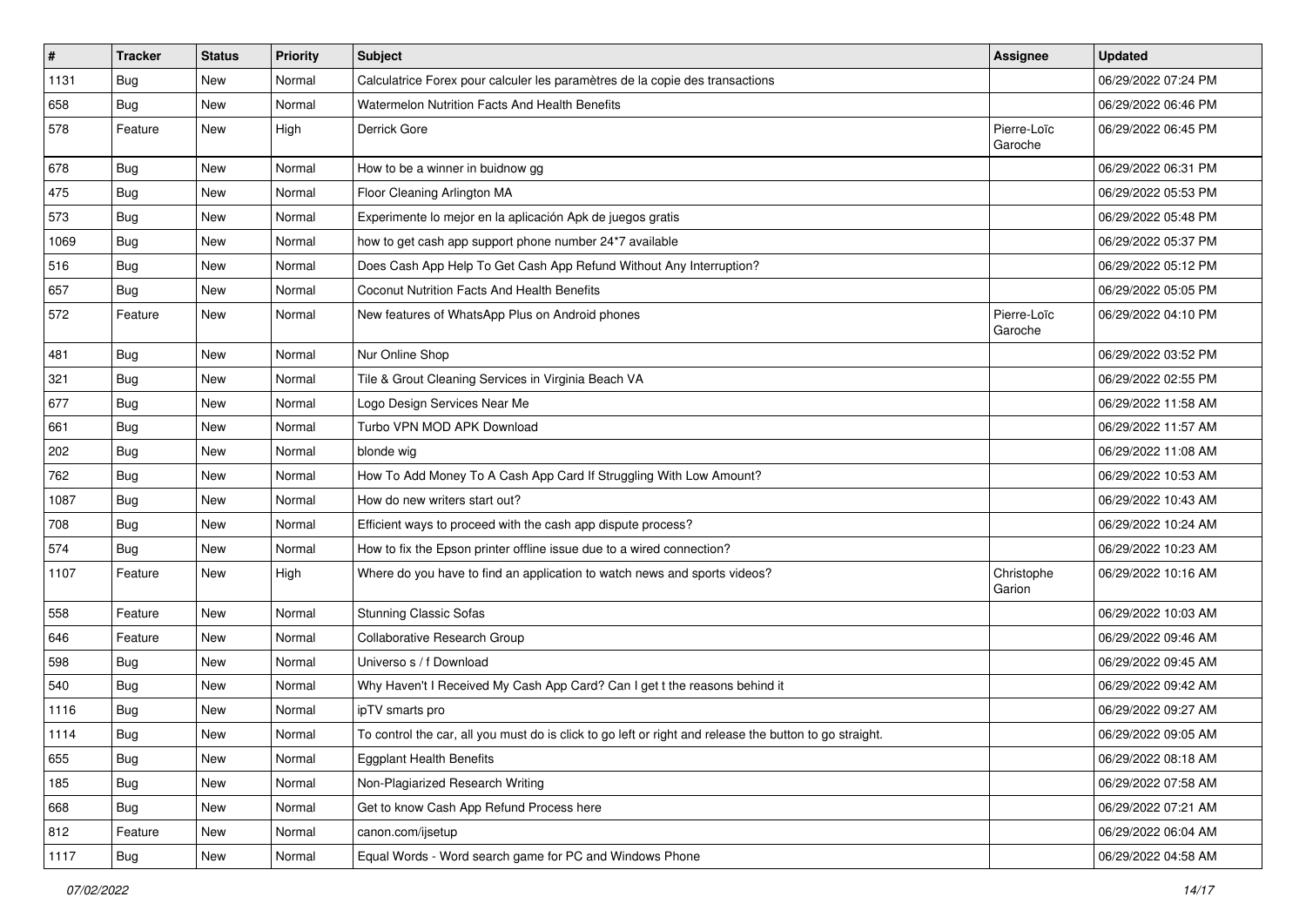| # | Tracker | Status | Priority | Subject | Assignee | Updated |
|---|---|---|---|---|---|---|
| 1131 | Bug | New | Normal | Calculatrice Forex pour calculer les paramètres de la copie des transactions | | 06/29/2022 07:24 PM |
| 658 | Bug | New | Normal | Watermelon Nutrition Facts And Health Benefits | | 06/29/2022 06:46 PM |
| 578 | Feature | New | High | Derrick Gore | Pierre-Loïc Garoche | 06/29/2022 06:45 PM |
| 678 | Bug | New | Normal | How to be a winner in buidnow gg | | 06/29/2022 06:31 PM |
| 475 | Bug | New | Normal | Floor Cleaning Arlington MA | | 06/29/2022 05:53 PM |
| 573 | Bug | New | Normal | Experimente lo mejor en la aplicación Apk de juegos gratis | | 06/29/2022 05:48 PM |
| 1069 | Bug | New | Normal | how to get cash app support phone number 24*7 available | | 06/29/2022 05:37 PM |
| 516 | Bug | New | Normal | Does Cash App Help To Get Cash App Refund Without Any Interruption? | | 06/29/2022 05:12 PM |
| 657 | Bug | New | Normal | Coconut Nutrition Facts And Health Benefits | | 06/29/2022 05:05 PM |
| 572 | Feature | New | Normal | New features of WhatsApp Plus on Android phones | Pierre-Loïc Garoche | 06/29/2022 04:10 PM |
| 481 | Bug | New | Normal | Nur Online Shop | | 06/29/2022 03:52 PM |
| 321 | Bug | New | Normal | Tile & Grout Cleaning Services in Virginia Beach VA | | 06/29/2022 02:55 PM |
| 677 | Bug | New | Normal | Logo Design Services Near Me | | 06/29/2022 11:58 AM |
| 661 | Bug | New | Normal | Turbo VPN MOD APK Download | | 06/29/2022 11:57 AM |
| 202 | Bug | New | Normal | blonde wig | | 06/29/2022 11:08 AM |
| 762 | Bug | New | Normal | How To Add Money To A Cash App Card If Struggling With Low Amount? | | 06/29/2022 10:53 AM |
| 1087 | Bug | New | Normal | How do new writers start out? | | 06/29/2022 10:43 AM |
| 708 | Bug | New | Normal | Efficient ways to proceed with the cash app dispute process? | | 06/29/2022 10:24 AM |
| 574 | Bug | New | Normal | How to fix the Epson printer offline issue due to a wired connection? | | 06/29/2022 10:23 AM |
| 1107 | Feature | New | High | Where do you have to find an application to watch news and sports videos? | Christophe Garion | 06/29/2022 10:16 AM |
| 558 | Feature | New | Normal | Stunning Classic Sofas | | 06/29/2022 10:03 AM |
| 646 | Feature | New | Normal | Collaborative Research Group | | 06/29/2022 09:46 AM |
| 598 | Bug | New | Normal | Universo s / f Download | | 06/29/2022 09:45 AM |
| 540 | Bug | New | Normal | Why Haven't I Received My Cash App Card? Can I get t the reasons behind it | | 06/29/2022 09:42 AM |
| 1116 | Bug | New | Normal | ipTV smarts pro | | 06/29/2022 09:27 AM |
| 1114 | Bug | New | Normal | To control the car, all you must do is click to go left or right and release the button to go straight. | | 06/29/2022 09:05 AM |
| 655 | Bug | New | Normal | Eggplant Health Benefits | | 06/29/2022 08:18 AM |
| 185 | Bug | New | Normal | Non-Plagiarized Research Writing | | 06/29/2022 07:58 AM |
| 668 | Bug | New | Normal | Get to know Cash App Refund Process here | | 06/29/2022 07:21 AM |
| 812 | Feature | New | Normal | canon.com/ijsetup | | 06/29/2022 06:04 AM |
| 1117 | Bug | New | Normal | Equal Words - Word search game for PC and Windows Phone | | 06/29/2022 04:58 AM |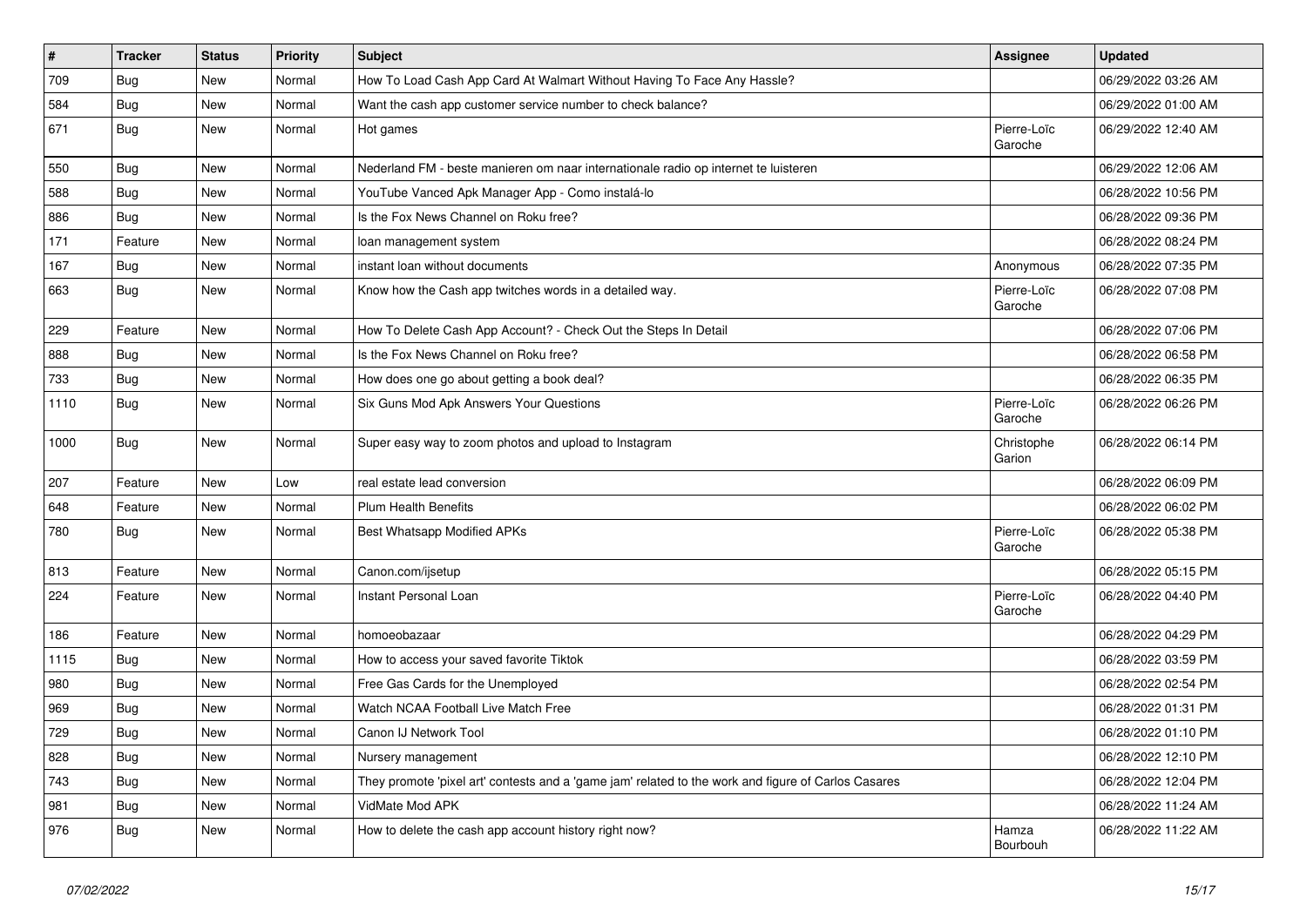| # | Tracker | Status | Priority | Subject | Assignee | Updated |
|---|---|---|---|---|---|---|
| 709 | Bug | New | Normal | How To Load Cash App Card At Walmart Without Having To Face Any Hassle? | | 06/29/2022 03:26 AM |
| 584 | Bug | New | Normal | Want the cash app customer service number to check balance? | | 06/29/2022 01:00 AM |
| 671 | Bug | New | Normal | Hot games | Pierre-Loïc Garoche | 06/29/2022 12:40 AM |
| 550 | Bug | New | Normal | Nederland FM - beste manieren om naar internationale radio op internet te luisteren | | 06/29/2022 12:06 AM |
| 588 | Bug | New | Normal | YouTube Vanced Apk Manager App - Como instalá-lo | | 06/28/2022 10:56 PM |
| 886 | Bug | New | Normal | Is the Fox News Channel on Roku free? | | 06/28/2022 09:36 PM |
| 171 | Feature | New | Normal | loan management system | | 06/28/2022 08:24 PM |
| 167 | Bug | New | Normal | instant loan without documents | Anonymous | 06/28/2022 07:35 PM |
| 663 | Bug | New | Normal | Know how the Cash app twitches words in a detailed way. | Pierre-Loïc Garoche | 06/28/2022 07:08 PM |
| 229 | Feature | New | Normal | How To Delete Cash App Account? - Check Out the Steps In Detail | | 06/28/2022 07:06 PM |
| 888 | Bug | New | Normal | Is the Fox News Channel on Roku free? | | 06/28/2022 06:58 PM |
| 733 | Bug | New | Normal | How does one go about getting a book deal? | | 06/28/2022 06:35 PM |
| 1110 | Bug | New | Normal | Six Guns Mod Apk Answers Your Questions | Pierre-Loïc Garoche | 06/28/2022 06:26 PM |
| 1000 | Bug | New | Normal | Super easy way to zoom photos and upload to Instagram | Christophe Garion | 06/28/2022 06:14 PM |
| 207 | Feature | New | Low | real estate lead conversion | | 06/28/2022 06:09 PM |
| 648 | Feature | New | Normal | Plum Health Benefits | | 06/28/2022 06:02 PM |
| 780 | Bug | New | Normal | Best Whatsapp Modified APKs | Pierre-Loïc Garoche | 06/28/2022 05:38 PM |
| 813 | Feature | New | Normal | Canon.com/ijsetup | | 06/28/2022 05:15 PM |
| 224 | Feature | New | Normal | Instant Personal Loan | Pierre-Loïc Garoche | 06/28/2022 04:40 PM |
| 186 | Feature | New | Normal | homoeobazaar | | 06/28/2022 04:29 PM |
| 1115 | Bug | New | Normal | How to access your saved favorite Tiktok | | 06/28/2022 03:59 PM |
| 980 | Bug | New | Normal | Free Gas Cards for the Unemployed | | 06/28/2022 02:54 PM |
| 969 | Bug | New | Normal | Watch NCAA Football Live Match Free | | 06/28/2022 01:31 PM |
| 729 | Bug | New | Normal | Canon IJ Network Tool | | 06/28/2022 01:10 PM |
| 828 | Bug | New | Normal | Nursery management | | 06/28/2022 12:10 PM |
| 743 | Bug | New | Normal | They promote 'pixel art' contests and a 'game jam' related to the work and figure of Carlos Casares | | 06/28/2022 12:04 PM |
| 981 | Bug | New | Normal | VidMate Mod APK | | 06/28/2022 11:24 AM |
| 976 | Bug | New | Normal | How to delete the cash app account history right now? | Hamza Bourbouh | 06/28/2022 11:22 AM |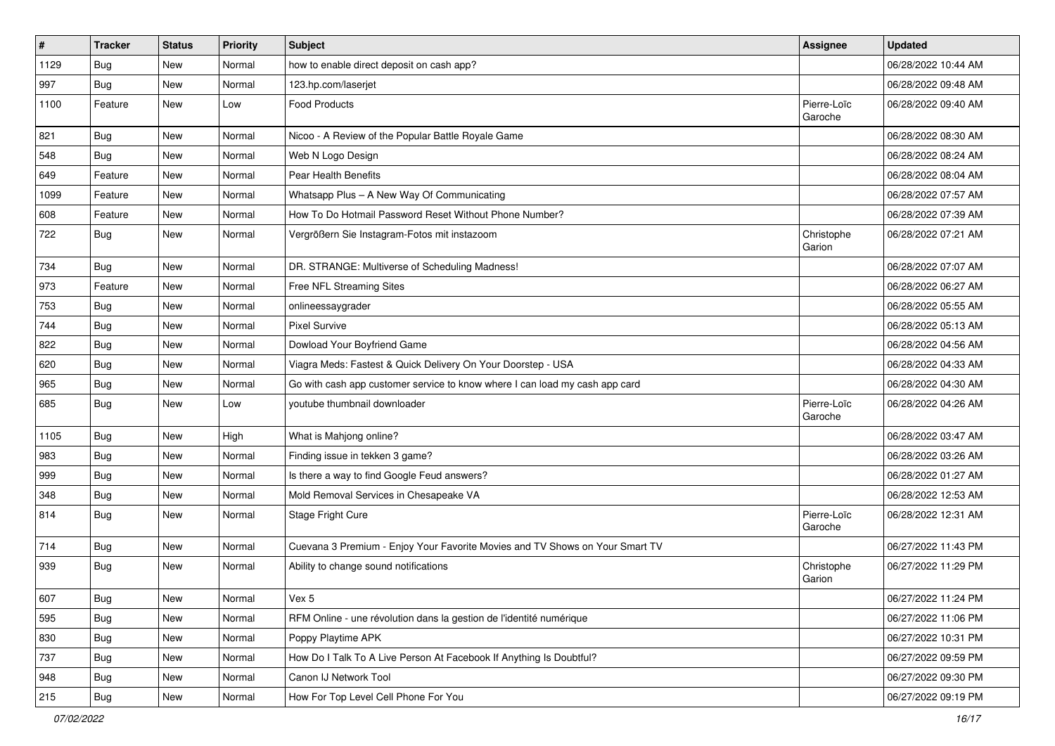| # | Tracker | Status | Priority | Subject | Assignee | Updated |
| --- | --- | --- | --- | --- | --- | --- |
| 1129 | Bug | New | Normal | how to enable direct deposit on cash app? | | 06/28/2022 10:44 AM |
| 997 | Bug | New | Normal | 123.hp.com/laserjet | | 06/28/2022 09:48 AM |
| 1100 | Feature | New | Low | Food Products | Pierre-Loïc Garoche | 06/28/2022 09:40 AM |
| 821 | Bug | New | Normal | Nicoo - A Review of the Popular Battle Royale Game | | 06/28/2022 08:30 AM |
| 548 | Bug | New | Normal | Web N Logo Design | | 06/28/2022 08:24 AM |
| 649 | Feature | New | Normal | Pear Health Benefits | | 06/28/2022 08:04 AM |
| 1099 | Feature | New | Normal | Whatsapp Plus – A New Way Of Communicating | | 06/28/2022 07:57 AM |
| 608 | Feature | New | Normal | How To Do Hotmail Password Reset Without Phone Number? | | 06/28/2022 07:39 AM |
| 722 | Bug | New | Normal | Vergrößern Sie Instagram-Fotos mit instazoom | Christophe Garion | 06/28/2022 07:21 AM |
| 734 | Bug | New | Normal | DR. STRANGE: Multiverse of Scheduling Madness! | | 06/28/2022 07:07 AM |
| 973 | Feature | New | Normal | Free NFL Streaming Sites | | 06/28/2022 06:27 AM |
| 753 | Bug | New | Normal | onlineessaygrader | | 06/28/2022 05:55 AM |
| 744 | Bug | New | Normal | Pixel Survive | | 06/28/2022 05:13 AM |
| 822 | Bug | New | Normal | Dowload Your Boyfriend Game | | 06/28/2022 04:56 AM |
| 620 | Bug | New | Normal | Viagra Meds: Fastest & Quick Delivery On Your Doorstep - USA | | 06/28/2022 04:33 AM |
| 965 | Bug | New | Normal | Go with cash app customer service to know where I can load my cash app card | | 06/28/2022 04:30 AM |
| 685 | Bug | New | Low | youtube thumbnail downloader | Pierre-Loïc Garoche | 06/28/2022 04:26 AM |
| 1105 | Bug | New | High | What is Mahjong online? | | 06/28/2022 03:47 AM |
| 983 | Bug | New | Normal | Finding issue in tekken 3 game? | | 06/28/2022 03:26 AM |
| 999 | Bug | New | Normal | Is there a way to find Google Feud answers? | | 06/28/2022 01:27 AM |
| 348 | Bug | New | Normal | Mold Removal Services in Chesapeake VA | | 06/28/2022 12:53 AM |
| 814 | Bug | New | Normal | Stage Fright Cure | Pierre-Loïc Garoche | 06/28/2022 12:31 AM |
| 714 | Bug | New | Normal | Cuevana 3 Premium - Enjoy Your Favorite Movies and TV Shows on Your Smart TV | | 06/27/2022 11:43 PM |
| 939 | Bug | New | Normal | Ability to change sound notifications | Christophe Garion | 06/27/2022 11:29 PM |
| 607 | Bug | New | Normal | Vex 5 | | 06/27/2022 11:24 PM |
| 595 | Bug | New | Normal | RFM Online - une révolution dans la gestion de l'identité numérique | | 06/27/2022 11:06 PM |
| 830 | Bug | New | Normal | Poppy Playtime APK | | 06/27/2022 10:31 PM |
| 737 | Bug | New | Normal | How Do I Talk To A Live Person At Facebook If Anything Is Doubtful? | | 06/27/2022 09:59 PM |
| 948 | Bug | New | Normal | Canon IJ Network Tool | | 06/27/2022 09:30 PM |
| 215 | Bug | New | Normal | How For Top Level Cell Phone For You | | 06/27/2022 09:19 PM |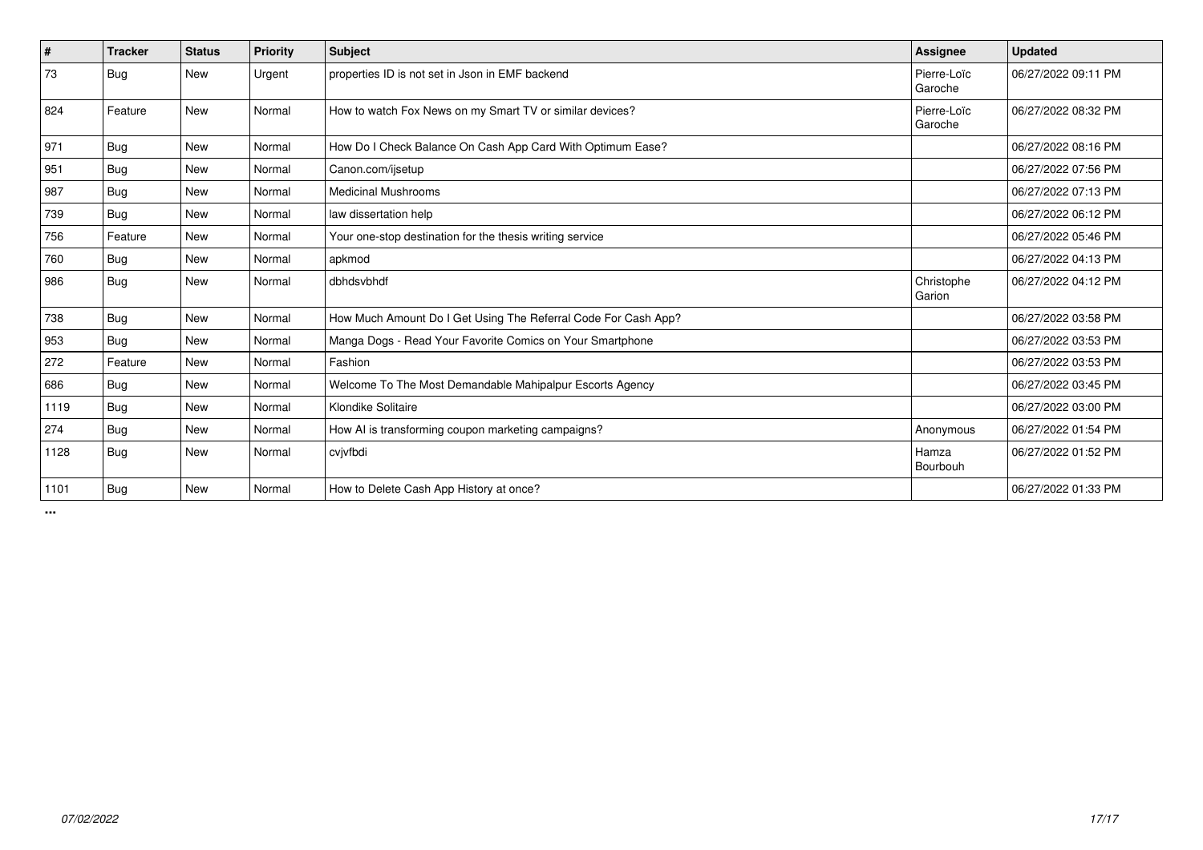| # | Tracker | Status | Priority | Subject | Assignee | Updated |
|---|---|---|---|---|---|---|
| 73 | Bug | New | Urgent | properties ID is not set in Json in EMF backend | Pierre-Loïc Garoche | 06/27/2022 09:11 PM |
| 824 | Feature | New | Normal | How to watch Fox News on my Smart TV or similar devices? | Pierre-Loïc Garoche | 06/27/2022 08:32 PM |
| 971 | Bug | New | Normal | How Do I Check Balance On Cash App Card With Optimum Ease? | | 06/27/2022 08:16 PM |
| 951 | Bug | New | Normal | Canon.com/ijsetup | | 06/27/2022 07:56 PM |
| 987 | Bug | New | Normal | Medicinal Mushrooms | | 06/27/2022 07:13 PM |
| 739 | Bug | New | Normal | law dissertation help | | 06/27/2022 06:12 PM |
| 756 | Feature | New | Normal | Your one-stop destination for the thesis writing service | | 06/27/2022 05:46 PM |
| 760 | Bug | New | Normal | apkmod | | 06/27/2022 04:13 PM |
| 986 | Bug | New | Normal | dbhdsvbhdf | Christophe Garion | 06/27/2022 04:12 PM |
| 738 | Bug | New | Normal | How Much Amount Do I Get Using The Referral Code For Cash App? | | 06/27/2022 03:58 PM |
| 953 | Bug | New | Normal | Manga Dogs - Read Your Favorite Comics on Your Smartphone | | 06/27/2022 03:53 PM |
| 272 | Feature | New | Normal | Fashion | | 06/27/2022 03:53 PM |
| 686 | Bug | New | Normal | Welcome To The Most Demandable Mahipalpur Escorts Agency | | 06/27/2022 03:45 PM |
| 1119 | Bug | New | Normal | Klondike Solitaire | | 06/27/2022 03:00 PM |
| 274 | Bug | New | Normal | How AI is transforming coupon marketing campaigns? | Anonymous | 06/27/2022 01:54 PM |
| 1128 | Bug | New | Normal | cvjvfbdi | Hamza Bourbouh | 06/27/2022 01:52 PM |
| 1101 | Bug | New | Normal | How to Delete Cash App History at once? | | 06/27/2022 01:33 PM |

...